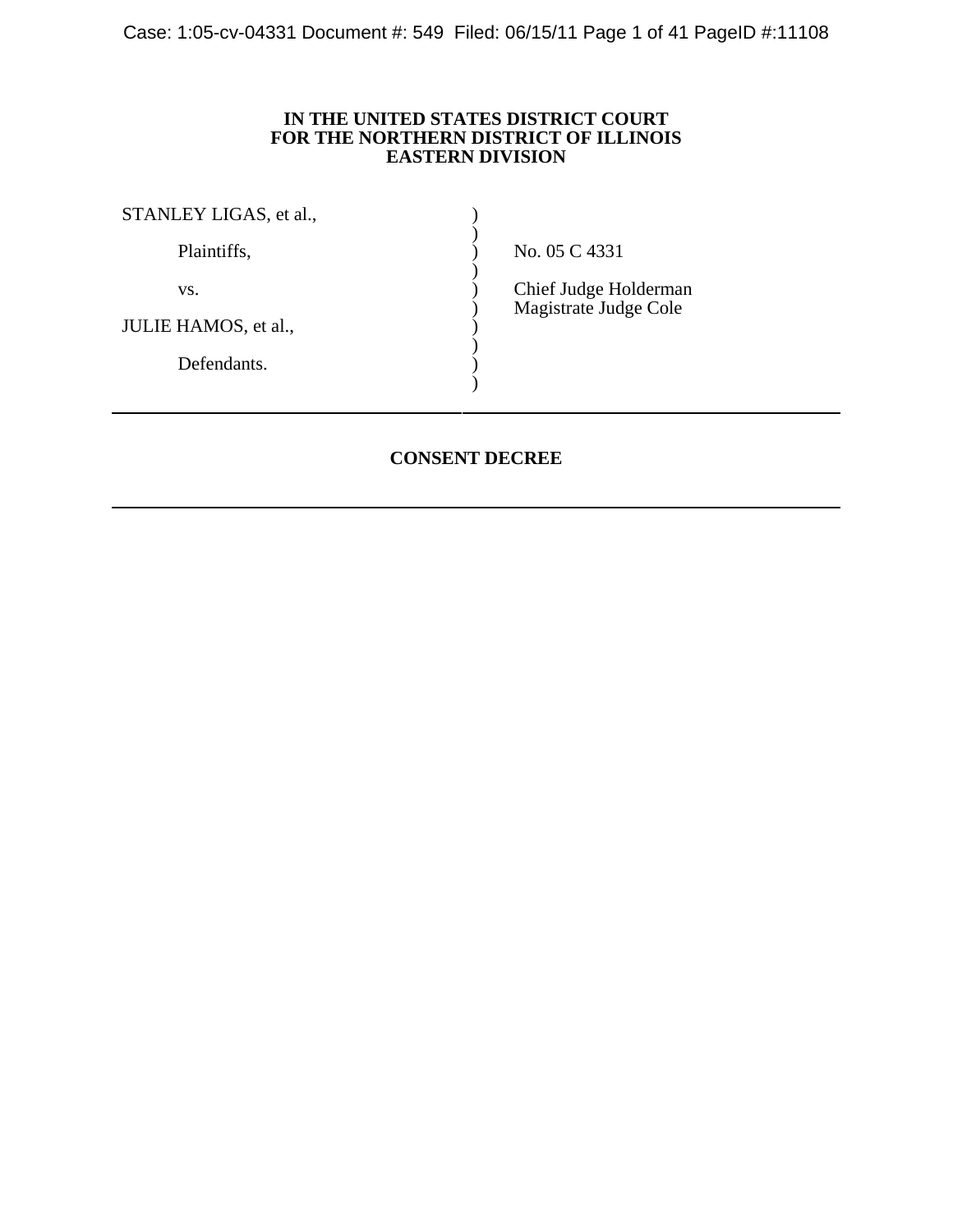**IN THE UNITED STATES DISTRICT COURT**
**FOR THE NORTHERN DISTRICT OF ILLINOIS**
**EASTERN DIVISION**

| | | |
|---|---|---|
| STANLEY LIGAS, et al., | ) | |
| | ) | |
| Plaintiffs, | ) | No. 05 C 4331 |
| | ) | |
| vs. | ) | Chief Judge Holderman |
| | ) | Magistrate Judge Cole |
| JULIE HAMOS, et al., | ) | |
| | ) | |
| Defendants. | ) | |
| | ) | |

---

**CONSENT DECREE**

---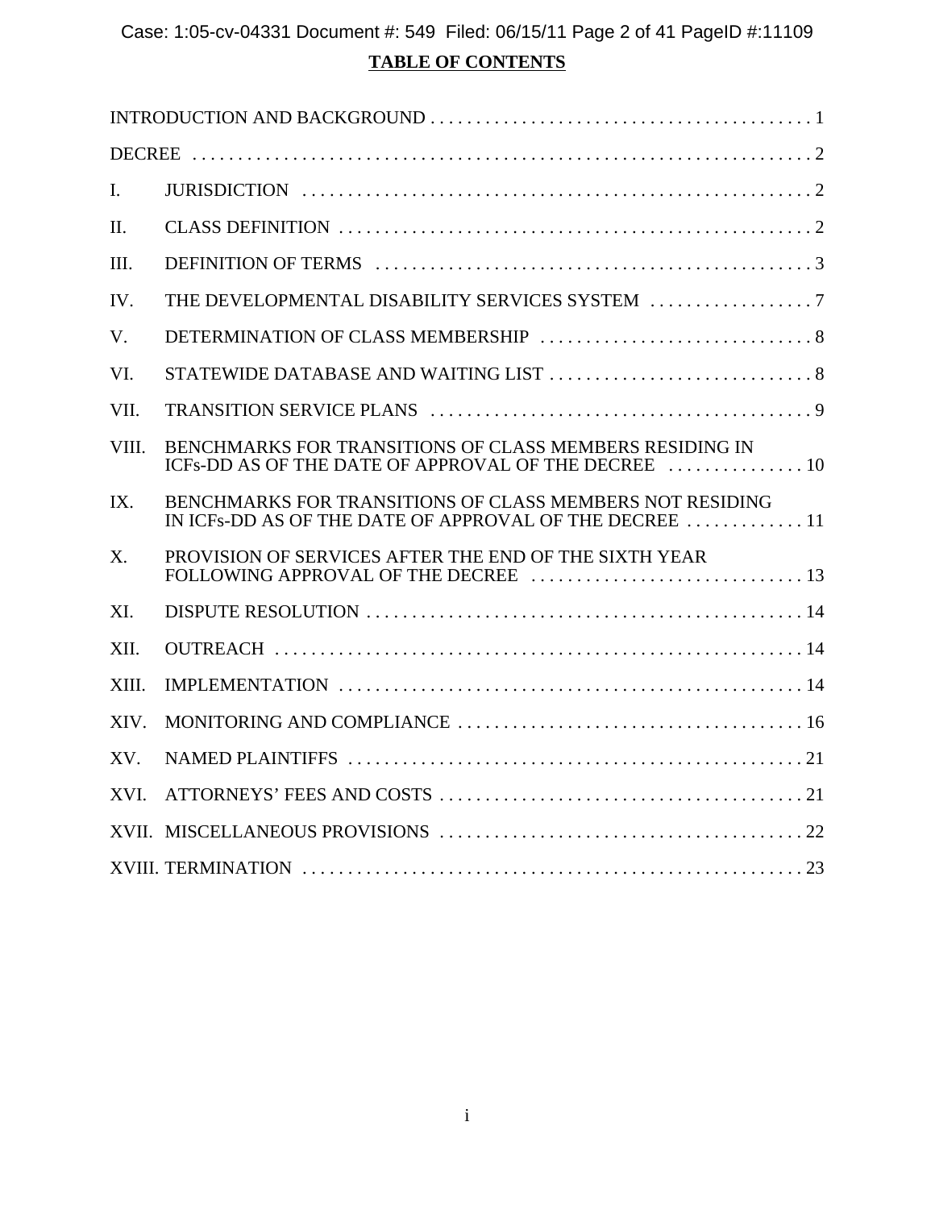**TABLE OF CONTENTS**

| | | |
|---|---|---|
| INTRODUCTION AND BACKGROUND | | 1 |
| DECREE | | 2 |
| I. | JURISDICTION | 2 |
| II. | CLASS DEFINITION | 2 |
| III. | DEFINITION OF TERMS | 3 |
| IV. | THE DEVELOPMENTAL DISABILITY SERVICES SYSTEM | 7 |
| V. | DETERMINATION OF CLASS MEMBERSHIP | 8 |
| VI. | STATEWIDE DATABASE AND WAITING LIST | 8 |
| VII. | TRANSITION SERVICE PLANS | 9 |
| VIII. | BENCHMARKS FOR TRANSITIONS OF CLASS MEMBERS RESIDING IN ICFs-DD AS OF THE DATE OF APPROVAL OF THE DECREE | 10 |
| IX. | BENCHMARKS FOR TRANSITIONS OF CLASS MEMBERS NOT RESIDING IN ICFs-DD AS OF THE DATE OF APPROVAL OF THE DECREE | 11 |
| X. | PROVISION OF SERVICES AFTER THE END OF THE SIXTH YEAR FOLLOWING APPROVAL OF THE DECREE | 13 |
| XI. | DISPUTE RESOLUTION | 14 |
| XII. | OUTREACH | 14 |
| XIII. | IMPLEMENTATION | 14 |
| XIV. | MONITORING AND COMPLIANCE | 16 |
| XV. | NAMED PLAINTIFFS | 21 |
| XVI. | ATTORNEYS' FEES AND COSTS | 21 |
| XVII. | MISCELLANEOUS PROVISIONS | 22 |
| XVIII. | TERMINATION | 23 |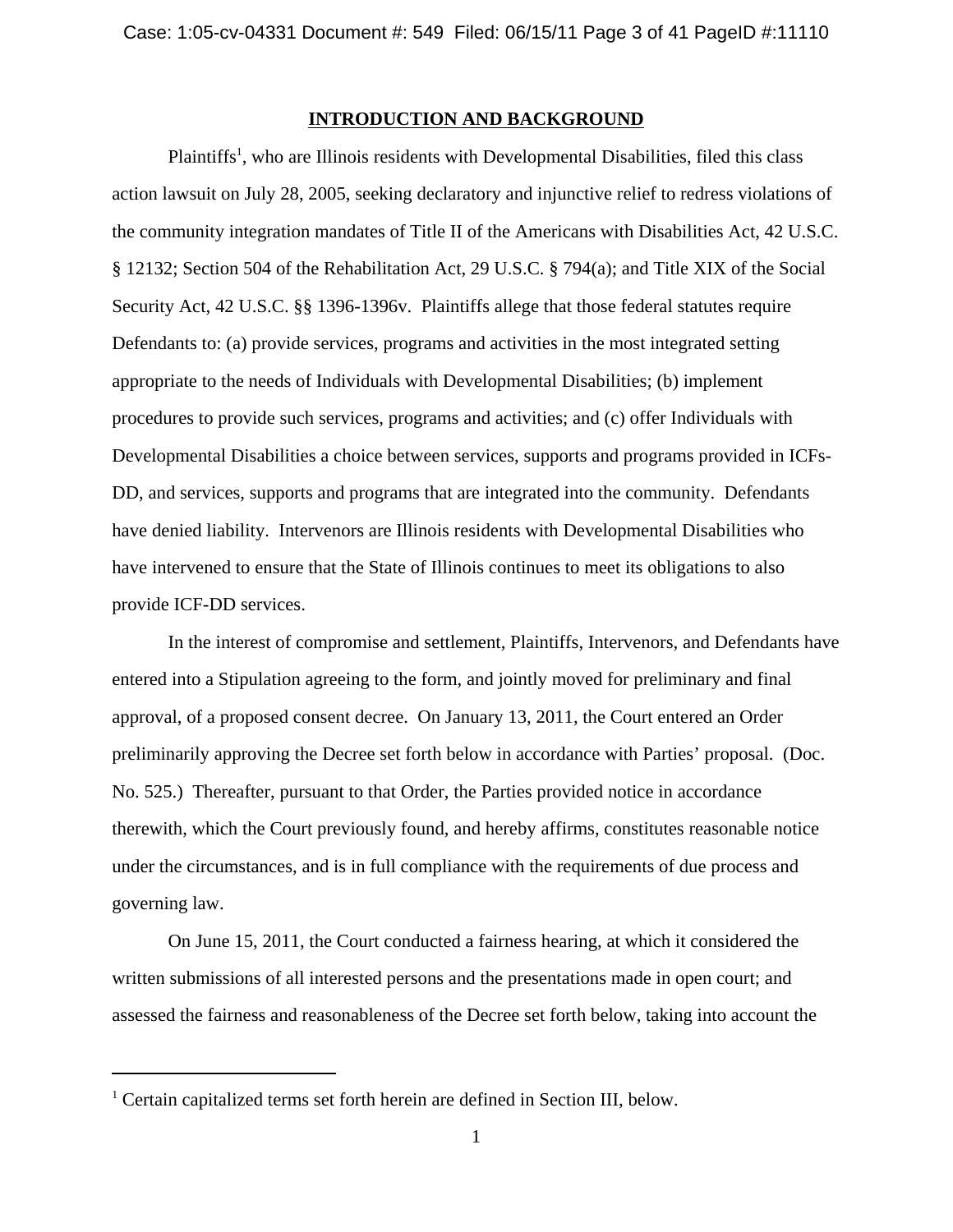## INTRODUCTION AND BACKGROUND

Plaintiffs[1], who are Illinois residents with Developmental Disabilities, filed this class action lawsuit on July 28, 2005, seeking declaratory and injunctive relief to redress violations of the community integration mandates of Title II of the Americans with Disabilities Act, 42 U.S.C. § 12132; Section 504 of the Rehabilitation Act, 29 U.S.C. § 794(a); and Title XIX of the Social Security Act, 42 U.S.C. §§ 1396-1396v. Plaintiffs allege that those federal statutes require Defendants to: (a) provide services, programs and activities in the most integrated setting appropriate to the needs of Individuals with Developmental Disabilities; (b) implement procedures to provide such services, programs and activities; and (c) offer Individuals with Developmental Disabilities a choice between services, supports and programs provided in ICFs-DD, and services, supports and programs that are integrated into the community. Defendants have denied liability. Intervenors are Illinois residents with Developmental Disabilities who have intervened to ensure that the State of Illinois continues to meet its obligations to also provide ICF-DD services.

In the interest of compromise and settlement, Plaintiffs, Intervenors, and Defendants have entered into a Stipulation agreeing to the form, and jointly moved for preliminary and final approval, of a proposed consent decree. On January 13, 2011, the Court entered an Order preliminarily approving the Decree set forth below in accordance with Parties' proposal. (Doc. No. 525.) Thereafter, pursuant to that Order, the Parties provided notice in accordance therewith, which the Court previously found, and hereby affirms, constitutes reasonable notice under the circumstances, and is in full compliance with the requirements of due process and governing law.

On June 15, 2011, the Court conducted a fairness hearing, at which it considered the written submissions of all interested persons and the presentations made in open court; and assessed the fairness and reasonableness of the Decree set forth below, taking into account the

[1] Certain capitalized terms set forth herein are defined in Section III, below.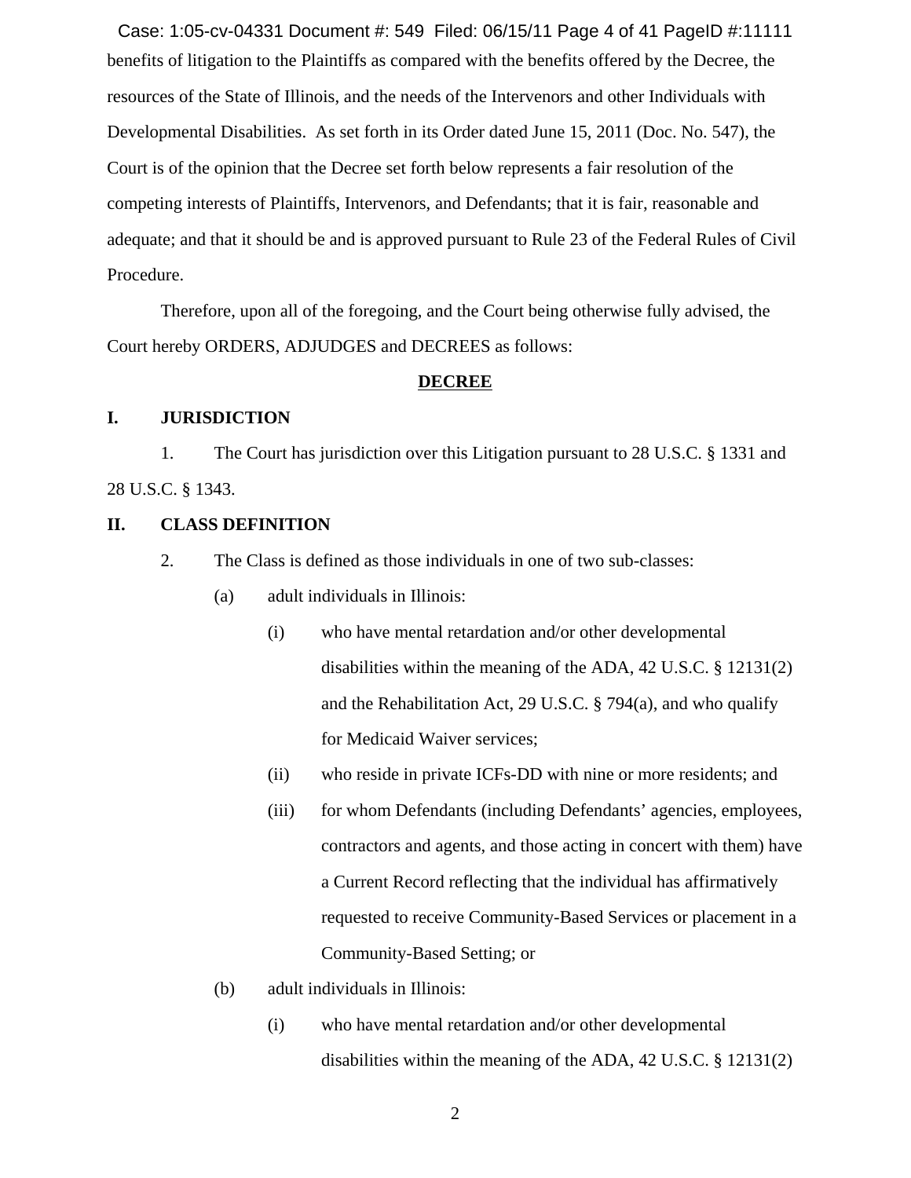benefits of litigation to the Plaintiffs as compared with the benefits offered by the Decree, the resources of the State of Illinois, and the needs of the Intervenors and other Individuals with Developmental Disabilities. As set forth in its Order dated June 15, 2011 (Doc. No. 547), the Court is of the opinion that the Decree set forth below represents a fair resolution of the competing interests of Plaintiffs, Intervenors, and Defendants; that it is fair, reasonable and adequate; and that it should be and is approved pursuant to Rule 23 of the Federal Rules of Civil Procedure.

Therefore, upon all of the foregoing, and the Court being otherwise fully advised, the Court hereby ORDERS, ADJUDGES and DECREES as follows:

## DECREE

### I. JURISDICTION

1. The Court has jurisdiction over this Litigation pursuant to 28 U.S.C. § 1331 and 28 U.S.C. § 1343.

### II. CLASS DEFINITION

2. The Class is defined as those individuals in one of two sub-classes:

   (a) adult individuals in Illinois:

      (i) who have mental retardation and/or other developmental disabilities within the meaning of the ADA, 42 U.S.C. § 12131(2) and the Rehabilitation Act, 29 U.S.C. § 794(a), and who qualify for Medicaid Waiver services;

      (ii) who reside in private ICFs-DD with nine or more residents; and

      (iii) for whom Defendants (including Defendants' agencies, employees, contractors and agents, and those acting in concert with them) have a Current Record reflecting that the individual has affirmatively requested to receive Community-Based Services or placement in a Community-Based Setting; or

   (b) adult individuals in Illinois:

      (i) who have mental retardation and/or other developmental disabilities within the meaning of the ADA, 42 U.S.C. § 12131(2)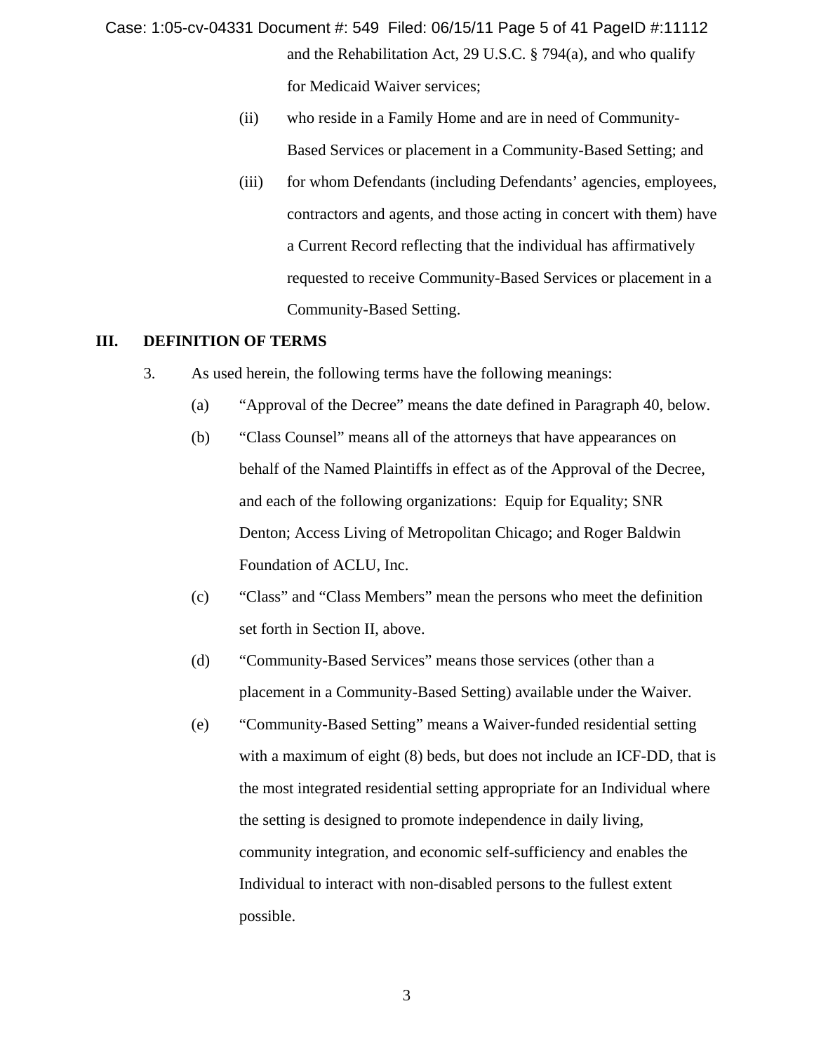and the Rehabilitation Act, 29 U.S.C. § 794(a), and who qualify for Medicaid Waiver services;

(ii) who reside in a Family Home and are in need of Community-Based Services or placement in a Community-Based Setting; and

(iii) for whom Defendants (including Defendants' agencies, employees, contractors and agents, and those acting in concert with them) have a Current Record reflecting that the individual has affirmatively requested to receive Community-Based Services or placement in a Community-Based Setting.

## III. DEFINITION OF TERMS

3. As used herein, the following terms have the following meanings:

(a) "Approval of the Decree" means the date defined in Paragraph 40, below.

(b) "Class Counsel" means all of the attorneys that have appearances on behalf of the Named Plaintiffs in effect as of the Approval of the Decree, and each of the following organizations: Equip for Equality; SNR Denton; Access Living of Metropolitan Chicago; and Roger Baldwin Foundation of ACLU, Inc.

(c) "Class" and "Class Members" mean the persons who meet the definition set forth in Section II, above.

(d) "Community-Based Services" means those services (other than a placement in a Community-Based Setting) available under the Waiver.

(e) "Community-Based Setting" means a Waiver-funded residential setting with a maximum of eight (8) beds, but does not include an ICF-DD, that is the most integrated residential setting appropriate for an Individual where the setting is designed to promote independence in daily living, community integration, and economic self-sufficiency and enables the Individual to interact with non-disabled persons to the fullest extent possible.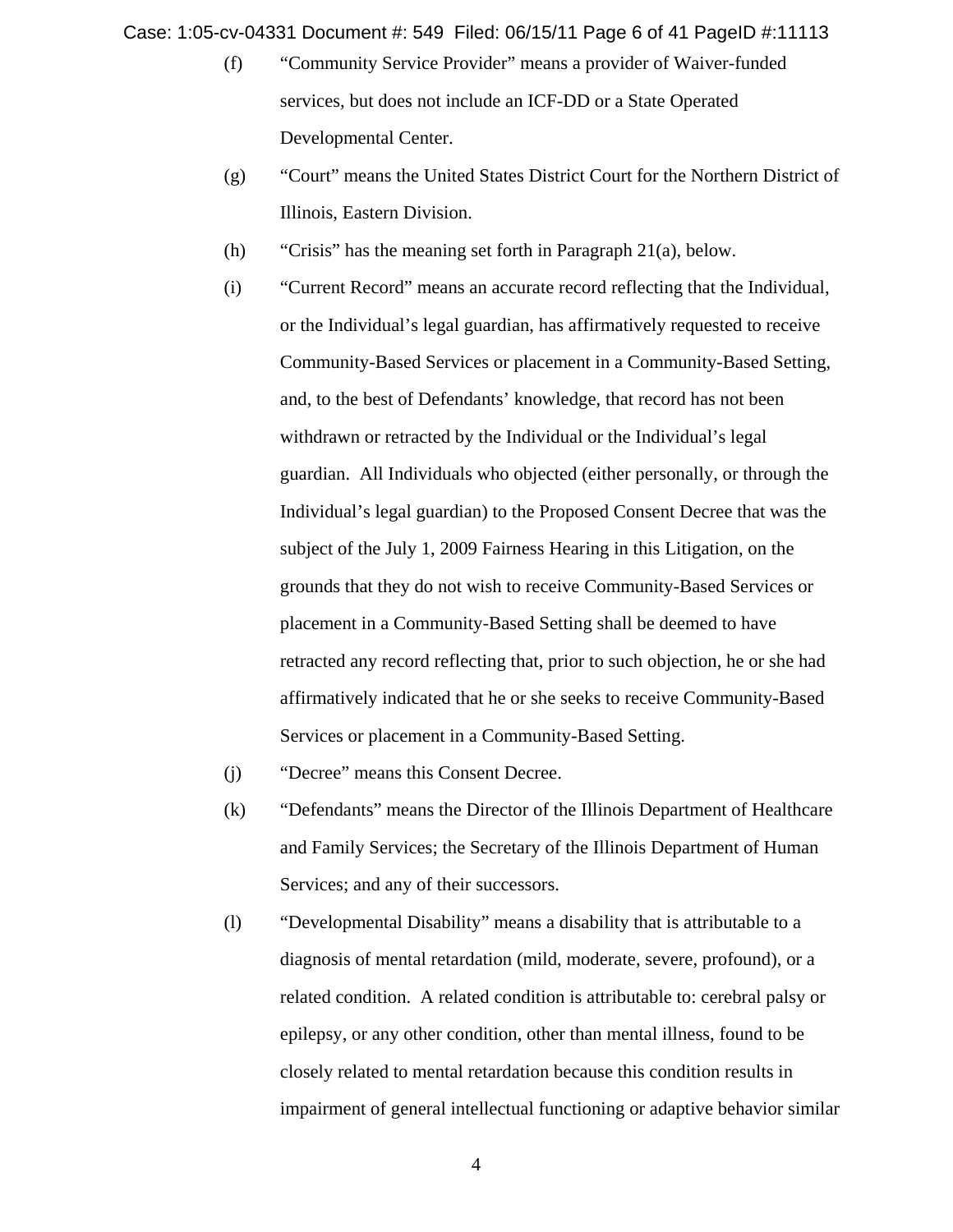(f) "Community Service Provider" means a provider of Waiver-funded services, but does not include an ICF-DD or a State Operated Developmental Center.

(g) "Court" means the United States District Court for the Northern District of Illinois, Eastern Division.

(h) "Crisis" has the meaning set forth in Paragraph 21(a), below.

(i) "Current Record" means an accurate record reflecting that the Individual, or the Individual's legal guardian, has affirmatively requested to receive Community-Based Services or placement in a Community-Based Setting, and, to the best of Defendants' knowledge, that record has not been withdrawn or retracted by the Individual or the Individual's legal guardian. All Individuals who objected (either personally, or through the Individual's legal guardian) to the Proposed Consent Decree that was the subject of the July 1, 2009 Fairness Hearing in this Litigation, on the grounds that they do not wish to receive Community-Based Services or placement in a Community-Based Setting shall be deemed to have retracted any record reflecting that, prior to such objection, he or she had affirmatively indicated that he or she seeks to receive Community-Based Services or placement in a Community-Based Setting.

(j) "Decree" means this Consent Decree.

(k) "Defendants" means the Director of the Illinois Department of Healthcare and Family Services; the Secretary of the Illinois Department of Human Services; and any of their successors.

(l) "Developmental Disability" means a disability that is attributable to a diagnosis of mental retardation (mild, moderate, severe, profound), or a related condition. A related condition is attributable to: cerebral palsy or epilepsy, or any other condition, other than mental illness, found to be closely related to mental retardation because this condition results in impairment of general intellectual functioning or adaptive behavior similar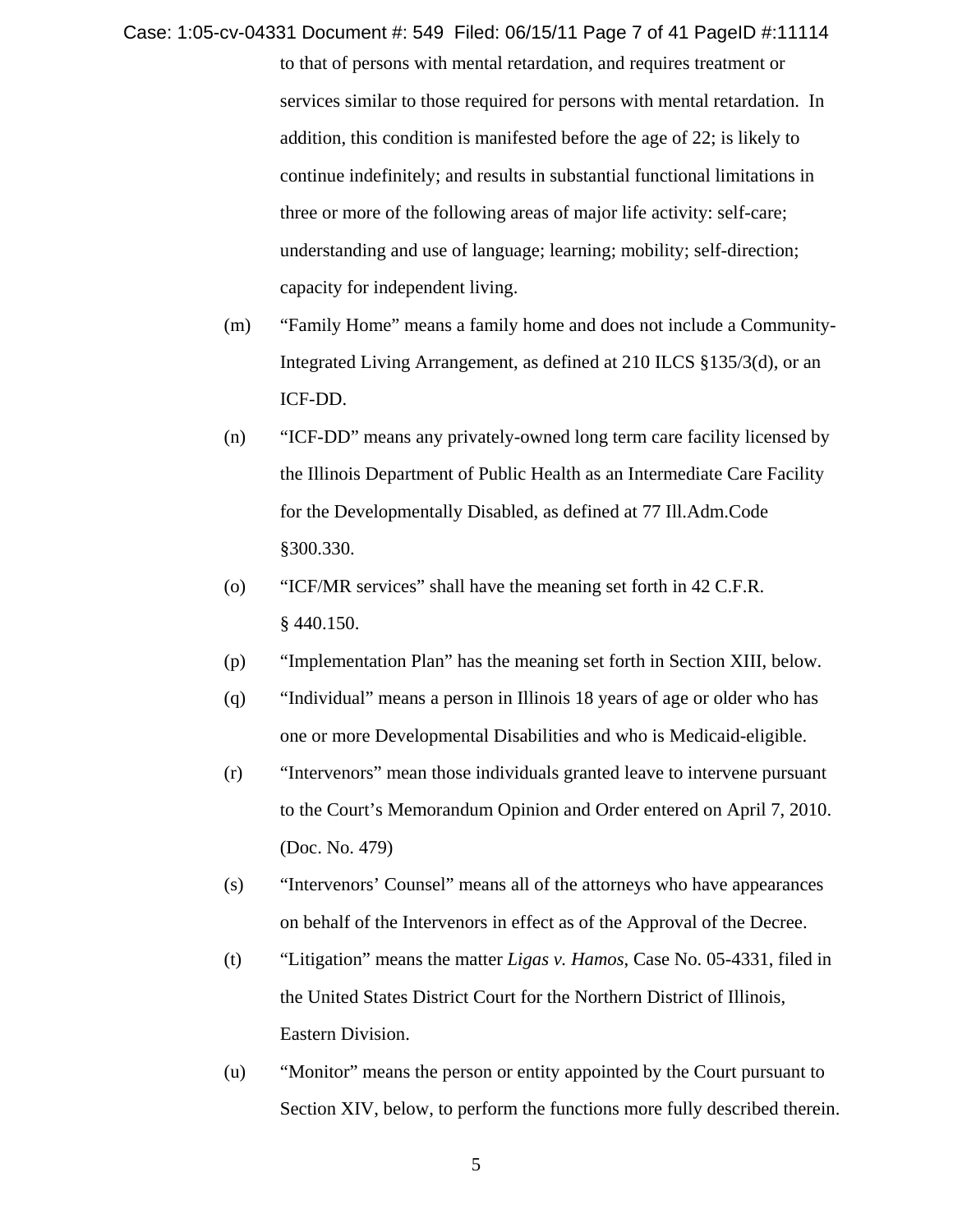to that of persons with mental retardation, and requires treatment or services similar to those required for persons with mental retardation. In addition, this condition is manifested before the age of 22; is likely to continue indefinitely; and results in substantial functional limitations in three or more of the following areas of major life activity: self-care; understanding and use of language; learning; mobility; self-direction; capacity for independent living.

(m) "Family Home" means a family home and does not include a Community-Integrated Living Arrangement, as defined at 210 ILCS §135/3(d), or an ICF-DD.

(n) "ICF-DD" means any privately-owned long term care facility licensed by the Illinois Department of Public Health as an Intermediate Care Facility for the Developmentally Disabled, as defined at 77 Ill.Adm.Code §300.330.

(o) "ICF/MR services" shall have the meaning set forth in 42 C.F.R. § 440.150.

(p) "Implementation Plan" has the meaning set forth in Section XIII, below.

(q) "Individual" means a person in Illinois 18 years of age or older who has one or more Developmental Disabilities and who is Medicaid-eligible.

(r) "Intervenors" mean those individuals granted leave to intervene pursuant to the Court's Memorandum Opinion and Order entered on April 7, 2010. (Doc. No. 479)

(s) "Intervenors' Counsel" means all of the attorneys who have appearances on behalf of the Intervenors in effect as of the Approval of the Decree.

(t) "Litigation" means the matter *Ligas v. Hamos*, Case No. 05-4331, filed in the United States District Court for the Northern District of Illinois, Eastern Division.

(u) "Monitor" means the person or entity appointed by the Court pursuant to Section XIV, below, to perform the functions more fully described therein.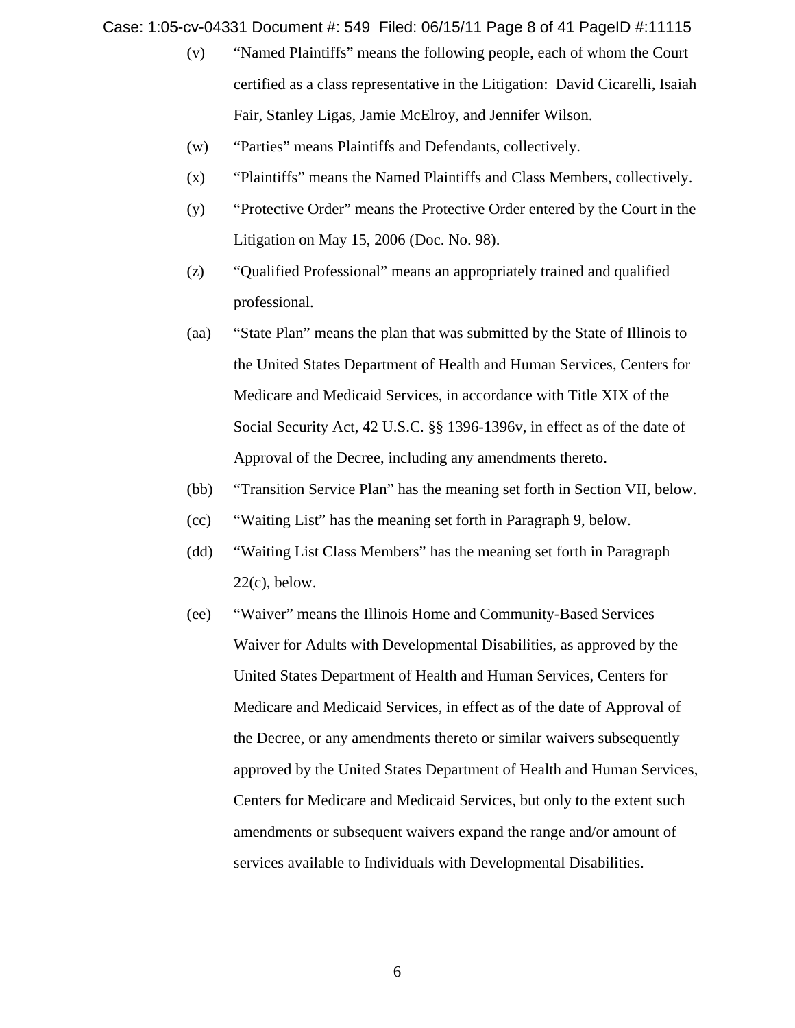(v) "Named Plaintiffs" means the following people, each of whom the Court certified as a class representative in the Litigation: David Cicarelli, Isaiah Fair, Stanley Ligas, Jamie McElroy, and Jennifer Wilson.

(w) "Parties" means Plaintiffs and Defendants, collectively.

(x) "Plaintiffs" means the Named Plaintiffs and Class Members, collectively.

(y) "Protective Order" means the Protective Order entered by the Court in the Litigation on May 15, 2006 (Doc. No. 98).

(z) "Qualified Professional" means an appropriately trained and qualified professional.

(aa) "State Plan" means the plan that was submitted by the State of Illinois to the United States Department of Health and Human Services, Centers for Medicare and Medicaid Services, in accordance with Title XIX of the Social Security Act, 42 U.S.C. §§ 1396-1396v, in effect as of the date of Approval of the Decree, including any amendments thereto.

(bb) "Transition Service Plan" has the meaning set forth in Section VII, below.

(cc) "Waiting List" has the meaning set forth in Paragraph 9, below.

(dd) "Waiting List Class Members" has the meaning set forth in Paragraph 22(c), below.

(ee) "Waiver" means the Illinois Home and Community-Based Services Waiver for Adults with Developmental Disabilities, as approved by the United States Department of Health and Human Services, Centers for Medicare and Medicaid Services, in effect as of the date of Approval of the Decree, or any amendments thereto or similar waivers subsequently approved by the United States Department of Health and Human Services, Centers for Medicare and Medicaid Services, but only to the extent such amendments or subsequent waivers expand the range and/or amount of services available to Individuals with Developmental Disabilities.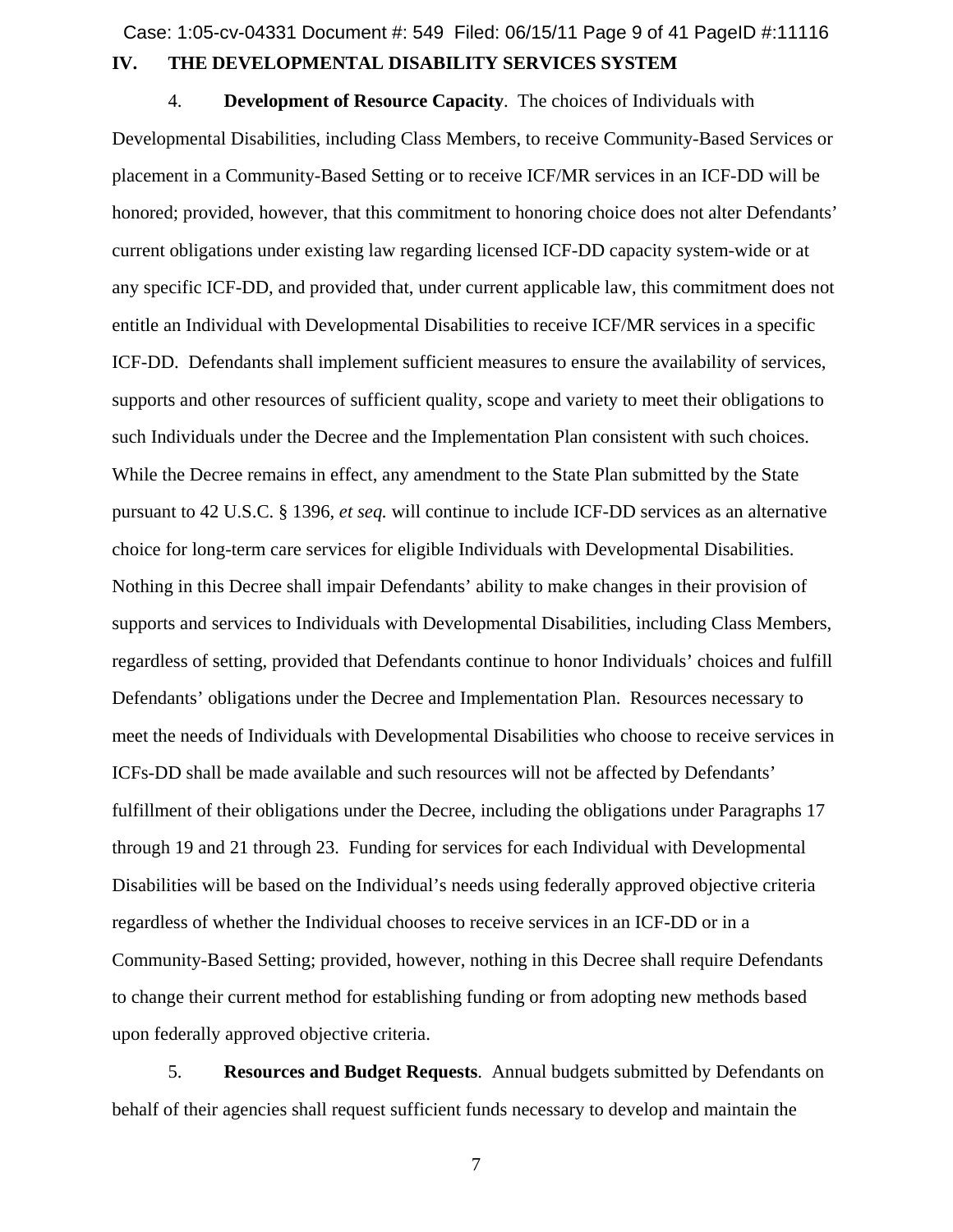## IV. THE DEVELOPMENTAL DISABILITY SERVICES SYSTEM

4. **Development of Resource Capacity**. The choices of Individuals with Developmental Disabilities, including Class Members, to receive Community-Based Services or placement in a Community-Based Setting or to receive ICF/MR services in an ICF-DD will be honored; provided, however, that this commitment to honoring choice does not alter Defendants' current obligations under existing law regarding licensed ICF-DD capacity system-wide or at any specific ICF-DD, and provided that, under current applicable law, this commitment does not entitle an Individual with Developmental Disabilities to receive ICF/MR services in a specific ICF-DD. Defendants shall implement sufficient measures to ensure the availability of services, supports and other resources of sufficient quality, scope and variety to meet their obligations to such Individuals under the Decree and the Implementation Plan consistent with such choices. While the Decree remains in effect, any amendment to the State Plan submitted by the State pursuant to 42 U.S.C. § 1396, *et seq.* will continue to include ICF-DD services as an alternative choice for long-term care services for eligible Individuals with Developmental Disabilities. Nothing in this Decree shall impair Defendants' ability to make changes in their provision of supports and services to Individuals with Developmental Disabilities, including Class Members, regardless of setting, provided that Defendants continue to honor Individuals' choices and fulfill Defendants' obligations under the Decree and Implementation Plan. Resources necessary to meet the needs of Individuals with Developmental Disabilities who choose to receive services in ICFs-DD shall be made available and such resources will not be affected by Defendants' fulfillment of their obligations under the Decree, including the obligations under Paragraphs 17 through 19 and 21 through 23. Funding for services for each Individual with Developmental Disabilities will be based on the Individual's needs using federally approved objective criteria regardless of whether the Individual chooses to receive services in an ICF-DD or in a Community-Based Setting; provided, however, nothing in this Decree shall require Defendants to change their current method for establishing funding or from adopting new methods based upon federally approved objective criteria.

5. **Resources and Budget Requests**. Annual budgets submitted by Defendants on behalf of their agencies shall request sufficient funds necessary to develop and maintain the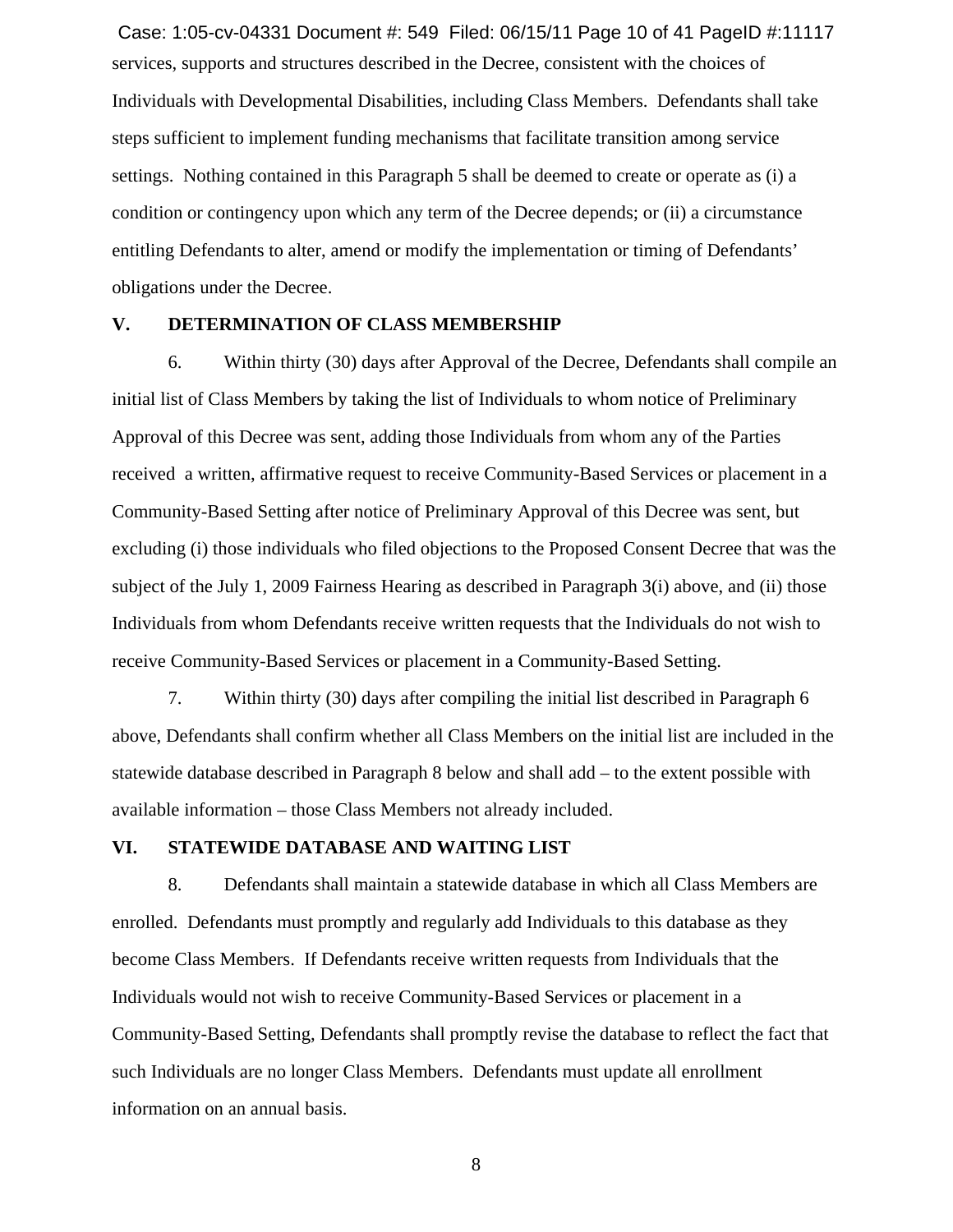services, supports and structures described in the Decree, consistent with the choices of Individuals with Developmental Disabilities, including Class Members. Defendants shall take steps sufficient to implement funding mechanisms that facilitate transition among service settings. Nothing contained in this Paragraph 5 shall be deemed to create or operate as (i) a condition or contingency upon which any term of the Decree depends; or (ii) a circumstance entitling Defendants to alter, amend or modify the implementation or timing of Defendants' obligations under the Decree.

## V. DETERMINATION OF CLASS MEMBERSHIP

6. Within thirty (30) days after Approval of the Decree, Defendants shall compile an initial list of Class Members by taking the list of Individuals to whom notice of Preliminary Approval of this Decree was sent, adding those Individuals from whom any of the Parties received a written, affirmative request to receive Community-Based Services or placement in a Community-Based Setting after notice of Preliminary Approval of this Decree was sent, but excluding (i) those individuals who filed objections to the Proposed Consent Decree that was the subject of the July 1, 2009 Fairness Hearing as described in Paragraph 3(i) above, and (ii) those Individuals from whom Defendants receive written requests that the Individuals do not wish to receive Community-Based Services or placement in a Community-Based Setting.

7. Within thirty (30) days after compiling the initial list described in Paragraph 6 above, Defendants shall confirm whether all Class Members on the initial list are included in the statewide database described in Paragraph 8 below and shall add – to the extent possible with available information – those Class Members not already included.

## VI. STATEWIDE DATABASE AND WAITING LIST

8. Defendants shall maintain a statewide database in which all Class Members are enrolled. Defendants must promptly and regularly add Individuals to this database as they become Class Members. If Defendants receive written requests from Individuals that the Individuals would not wish to receive Community-Based Services or placement in a Community-Based Setting, Defendants shall promptly revise the database to reflect the fact that such Individuals are no longer Class Members. Defendants must update all enrollment information on an annual basis.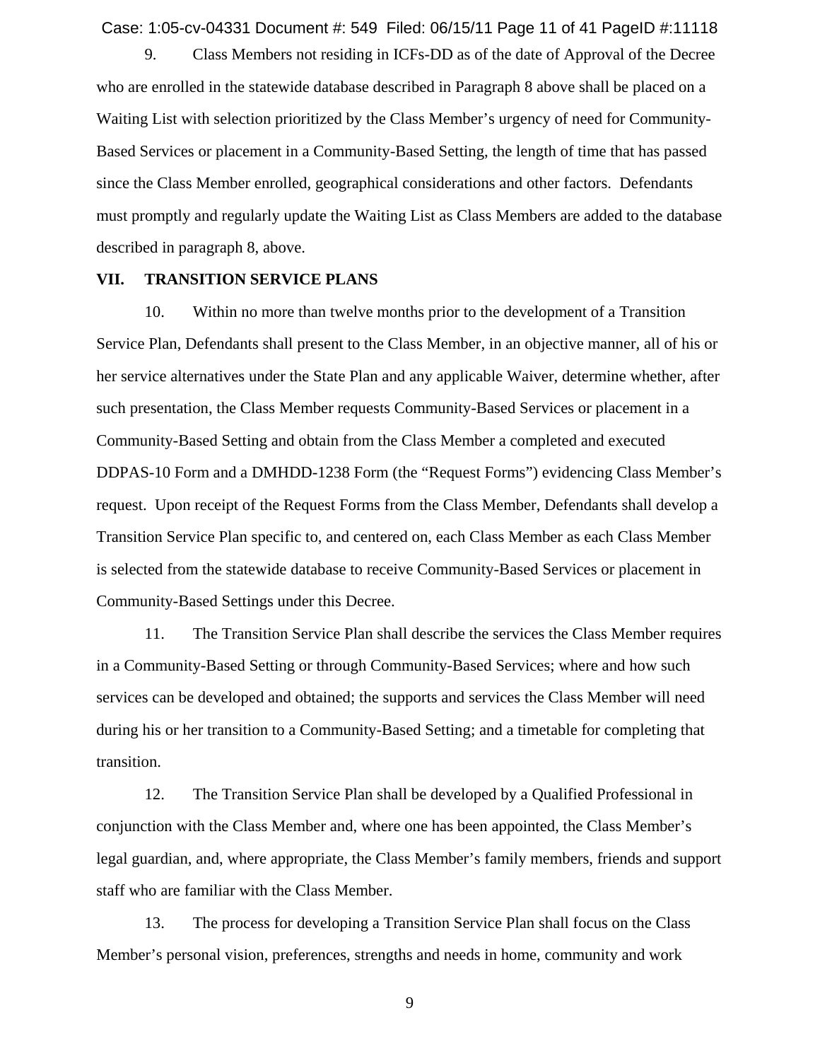9. Class Members not residing in ICFs-DD as of the date of Approval of the Decree who are enrolled in the statewide database described in Paragraph 8 above shall be placed on a Waiting List with selection prioritized by the Class Member's urgency of need for Community-Based Services or placement in a Community-Based Setting, the length of time that has passed since the Class Member enrolled, geographical considerations and other factors. Defendants must promptly and regularly update the Waiting List as Class Members are added to the database described in paragraph 8, above.

## VII. TRANSITION SERVICE PLANS

10. Within no more than twelve months prior to the development of a Transition Service Plan, Defendants shall present to the Class Member, in an objective manner, all of his or her service alternatives under the State Plan and any applicable Waiver, determine whether, after such presentation, the Class Member requests Community-Based Services or placement in a Community-Based Setting and obtain from the Class Member a completed and executed DDPAS-10 Form and a DMHDD-1238 Form (the "Request Forms") evidencing Class Member's request. Upon receipt of the Request Forms from the Class Member, Defendants shall develop a Transition Service Plan specific to, and centered on, each Class Member as each Class Member is selected from the statewide database to receive Community-Based Services or placement in Community-Based Settings under this Decree.

11. The Transition Service Plan shall describe the services the Class Member requires in a Community-Based Setting or through Community-Based Services; where and how such services can be developed and obtained; the supports and services the Class Member will need during his or her transition to a Community-Based Setting; and a timetable for completing that transition.

12. The Transition Service Plan shall be developed by a Qualified Professional in conjunction with the Class Member and, where one has been appointed, the Class Member's legal guardian, and, where appropriate, the Class Member's family members, friends and support staff who are familiar with the Class Member.

13. The process for developing a Transition Service Plan shall focus on the Class Member's personal vision, preferences, strengths and needs in home, community and work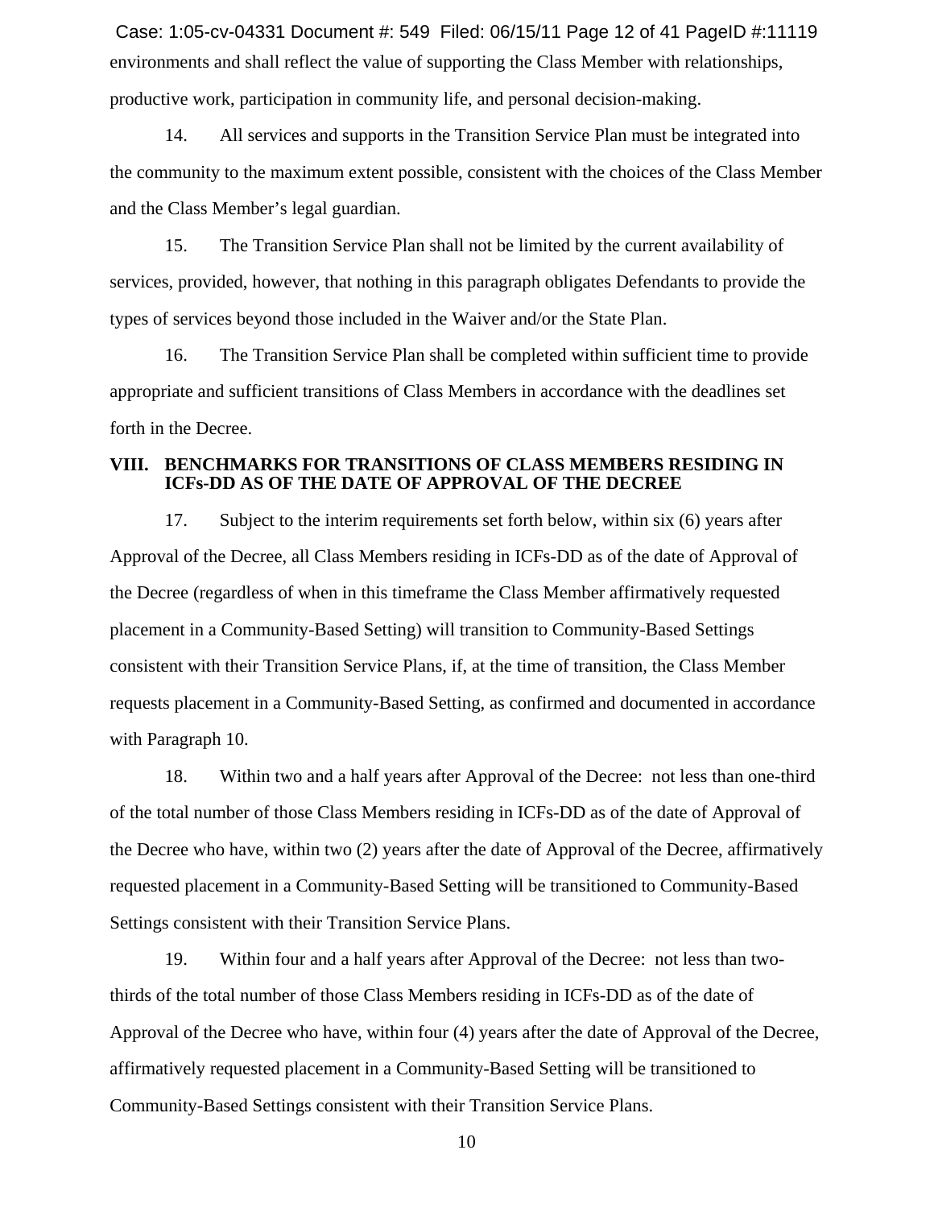environments and shall reflect the value of supporting the Class Member with relationships, productive work, participation in community life, and personal decision-making.

14. All services and supports in the Transition Service Plan must be integrated into the community to the maximum extent possible, consistent with the choices of the Class Member and the Class Member's legal guardian.

15. The Transition Service Plan shall not be limited by the current availability of services, provided, however, that nothing in this paragraph obligates Defendants to provide the types of services beyond those included in the Waiver and/or the State Plan.

16. The Transition Service Plan shall be completed within sufficient time to provide appropriate and sufficient transitions of Class Members in accordance with the deadlines set forth in the Decree.

## VIII. BENCHMARKS FOR TRANSITIONS OF CLASS MEMBERS RESIDING IN ICFs-DD AS OF THE DATE OF APPROVAL OF THE DECREE

17. Subject to the interim requirements set forth below, within six (6) years after Approval of the Decree, all Class Members residing in ICFs-DD as of the date of Approval of the Decree (regardless of when in this timeframe the Class Member affirmatively requested placement in a Community-Based Setting) will transition to Community-Based Settings consistent with their Transition Service Plans, if, at the time of transition, the Class Member requests placement in a Community-Based Setting, as confirmed and documented in accordance with Paragraph 10.

18. Within two and a half years after Approval of the Decree: not less than one-third of the total number of those Class Members residing in ICFs-DD as of the date of Approval of the Decree who have, within two (2) years after the date of Approval of the Decree, affirmatively requested placement in a Community-Based Setting will be transitioned to Community-Based Settings consistent with their Transition Service Plans.

19. Within four and a half years after Approval of the Decree: not less than two-thirds of the total number of those Class Members residing in ICFs-DD as of the date of Approval of the Decree who have, within four (4) years after the date of Approval of the Decree, affirmatively requested placement in a Community-Based Setting will be transitioned to Community-Based Settings consistent with their Transition Service Plans.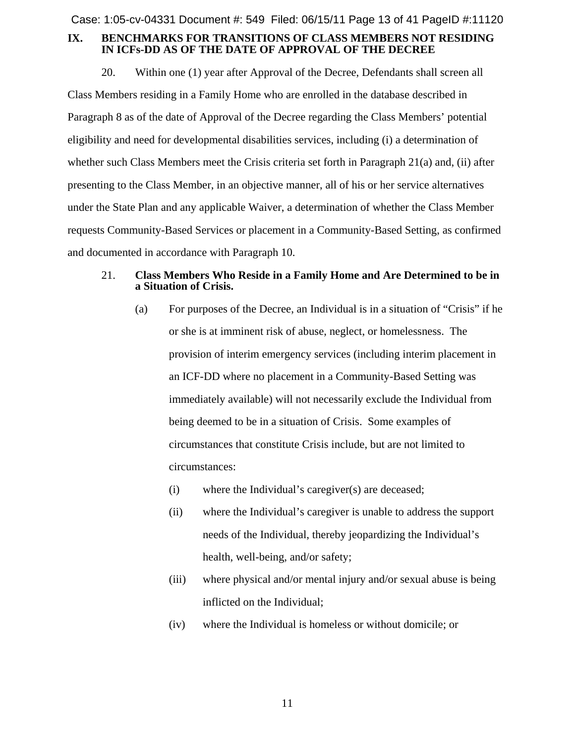## IX. BENCHMARKS FOR TRANSITIONS OF CLASS MEMBERS NOT RESIDING IN ICFs-DD AS OF THE DATE OF APPROVAL OF THE DECREE

20. Within one (1) year after Approval of the Decree, Defendants shall screen all Class Members residing in a Family Home who are enrolled in the database described in Paragraph 8 as of the date of Approval of the Decree regarding the Class Members' potential eligibility and need for developmental disabilities services, including (i) a determination of whether such Class Members meet the Crisis criteria set forth in Paragraph 21(a) and, (ii) after presenting to the Class Member, in an objective manner, all of his or her service alternatives under the State Plan and any applicable Waiver, a determination of whether the Class Member requests Community-Based Services or placement in a Community-Based Setting, as confirmed and documented in accordance with Paragraph 10.

21. **Class Members Who Reside in a Family Home and Are Determined to be in a Situation of Crisis.**

(a) For purposes of the Decree, an Individual is in a situation of "Crisis" if he or she is at imminent risk of abuse, neglect, or homelessness. The provision of interim emergency services (including interim placement in an ICF-DD where no placement in a Community-Based Setting was immediately available) will not necessarily exclude the Individual from being deemed to be in a situation of Crisis. Some examples of circumstances that constitute Crisis include, but are not limited to circumstances:

(i) where the Individual's caregiver(s) are deceased;

(ii) where the Individual's caregiver is unable to address the support needs of the Individual, thereby jeopardizing the Individual's health, well-being, and/or safety;

(iii) where physical and/or mental injury and/or sexual abuse is being inflicted on the Individual;

(iv) where the Individual is homeless or without domicile; or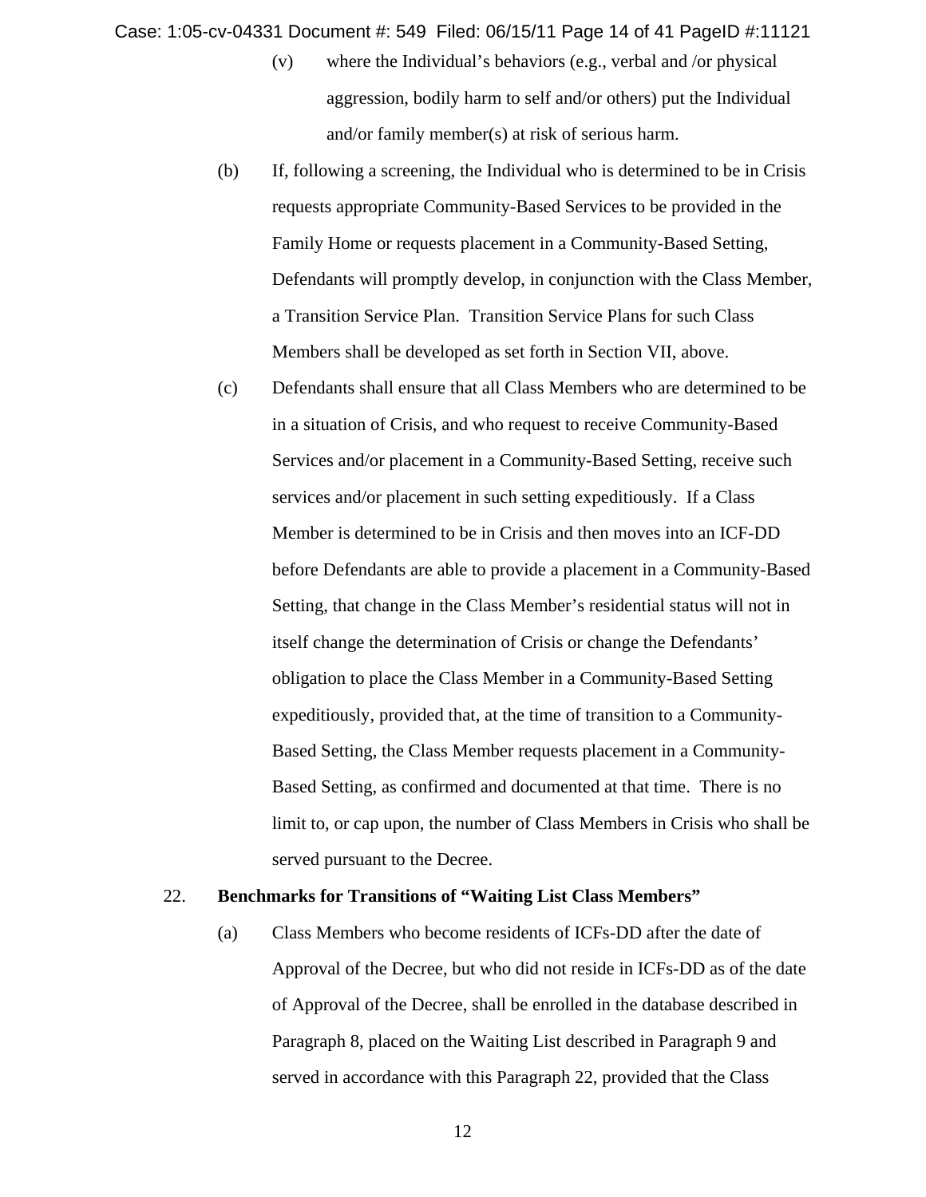(v) where the Individual's behaviors (e.g., verbal and /or physical aggression, bodily harm to self and/or others) put the Individual and/or family member(s) at risk of serious harm.

(b) If, following a screening, the Individual who is determined to be in Crisis requests appropriate Community-Based Services to be provided in the Family Home or requests placement in a Community-Based Setting, Defendants will promptly develop, in conjunction with the Class Member, a Transition Service Plan. Transition Service Plans for such Class Members shall be developed as set forth in Section VII, above.

(c) Defendants shall ensure that all Class Members who are determined to be in a situation of Crisis, and who request to receive Community-Based Services and/or placement in a Community-Based Setting, receive such services and/or placement in such setting expeditiously. If a Class Member is determined to be in Crisis and then moves into an ICF-DD before Defendants are able to provide a placement in a Community-Based Setting, that change in the Class Member's residential status will not in itself change the determination of Crisis or change the Defendants' obligation to place the Class Member in a Community-Based Setting expeditiously, provided that, at the time of transition to a Community-Based Setting, the Class Member requests placement in a Community-Based Setting, as confirmed and documented at that time. There is no limit to, or cap upon, the number of Class Members in Crisis who shall be served pursuant to the Decree.

22. **Benchmarks for Transitions of "Waiting List Class Members"**

(a) Class Members who become residents of ICFs-DD after the date of Approval of the Decree, but who did not reside in ICFs-DD as of the date of Approval of the Decree, shall be enrolled in the database described in Paragraph 8, placed on the Waiting List described in Paragraph 9 and served in accordance with this Paragraph 22, provided that the Class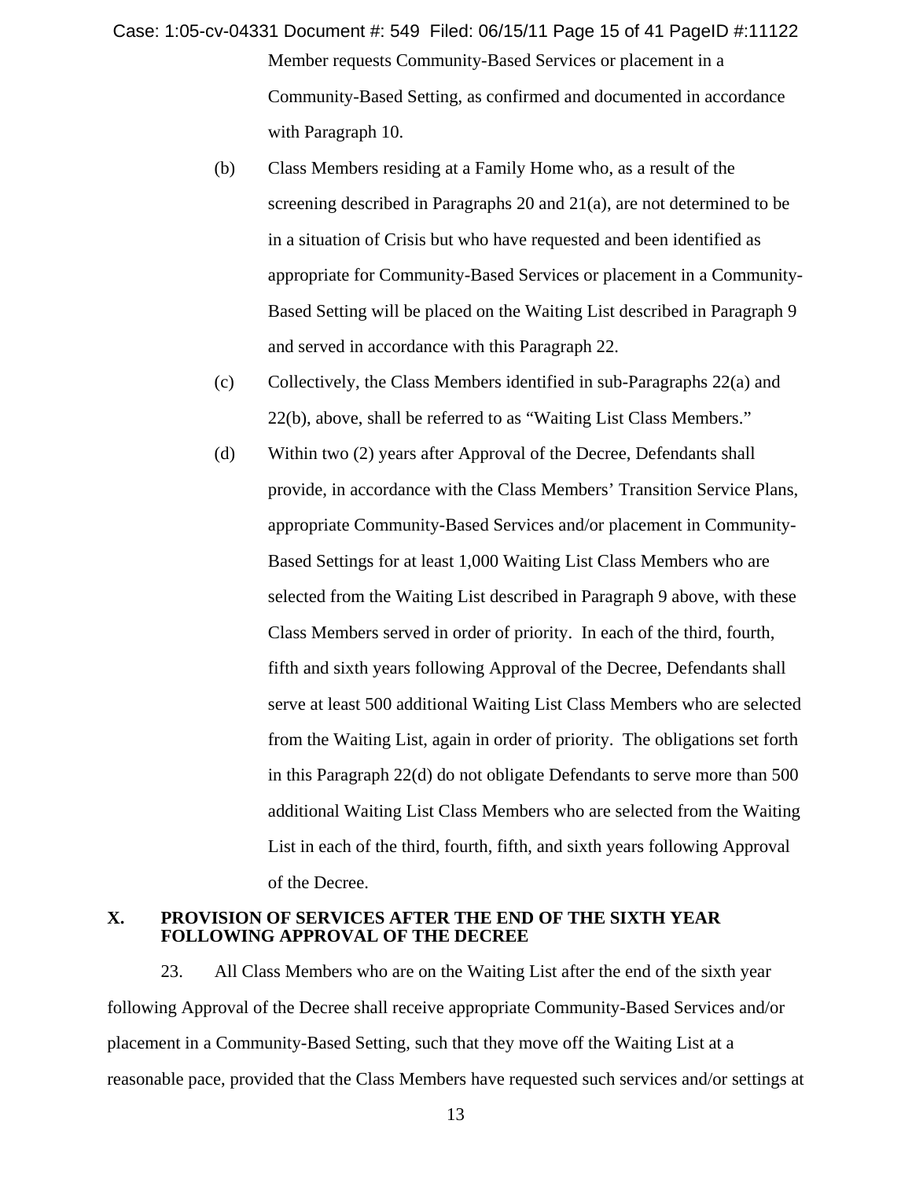Member requests Community-Based Services or placement in a Community-Based Setting, as confirmed and documented in accordance with Paragraph 10.

(b) Class Members residing at a Family Home who, as a result of the screening described in Paragraphs 20 and 21(a), are not determined to be in a situation of Crisis but who have requested and been identified as appropriate for Community-Based Services or placement in a Community-Based Setting will be placed on the Waiting List described in Paragraph 9 and served in accordance with this Paragraph 22.

(c) Collectively, the Class Members identified in sub-Paragraphs 22(a) and 22(b), above, shall be referred to as "Waiting List Class Members."

(d) Within two (2) years after Approval of the Decree, Defendants shall provide, in accordance with the Class Members' Transition Service Plans, appropriate Community-Based Services and/or placement in Community-Based Settings for at least 1,000 Waiting List Class Members who are selected from the Waiting List described in Paragraph 9 above, with these Class Members served in order of priority. In each of the third, fourth, fifth and sixth years following Approval of the Decree, Defendants shall serve at least 500 additional Waiting List Class Members who are selected from the Waiting List, again in order of priority. The obligations set forth in this Paragraph 22(d) do not obligate Defendants to serve more than 500 additional Waiting List Class Members who are selected from the Waiting List in each of the third, fourth, fifth, and sixth years following Approval of the Decree.

## X. PROVISION OF SERVICES AFTER THE END OF THE SIXTH YEAR FOLLOWING APPROVAL OF THE DECREE

23. All Class Members who are on the Waiting List after the end of the sixth year following Approval of the Decree shall receive appropriate Community-Based Services and/or placement in a Community-Based Setting, such that they move off the Waiting List at a reasonable pace, provided that the Class Members have requested such services and/or settings at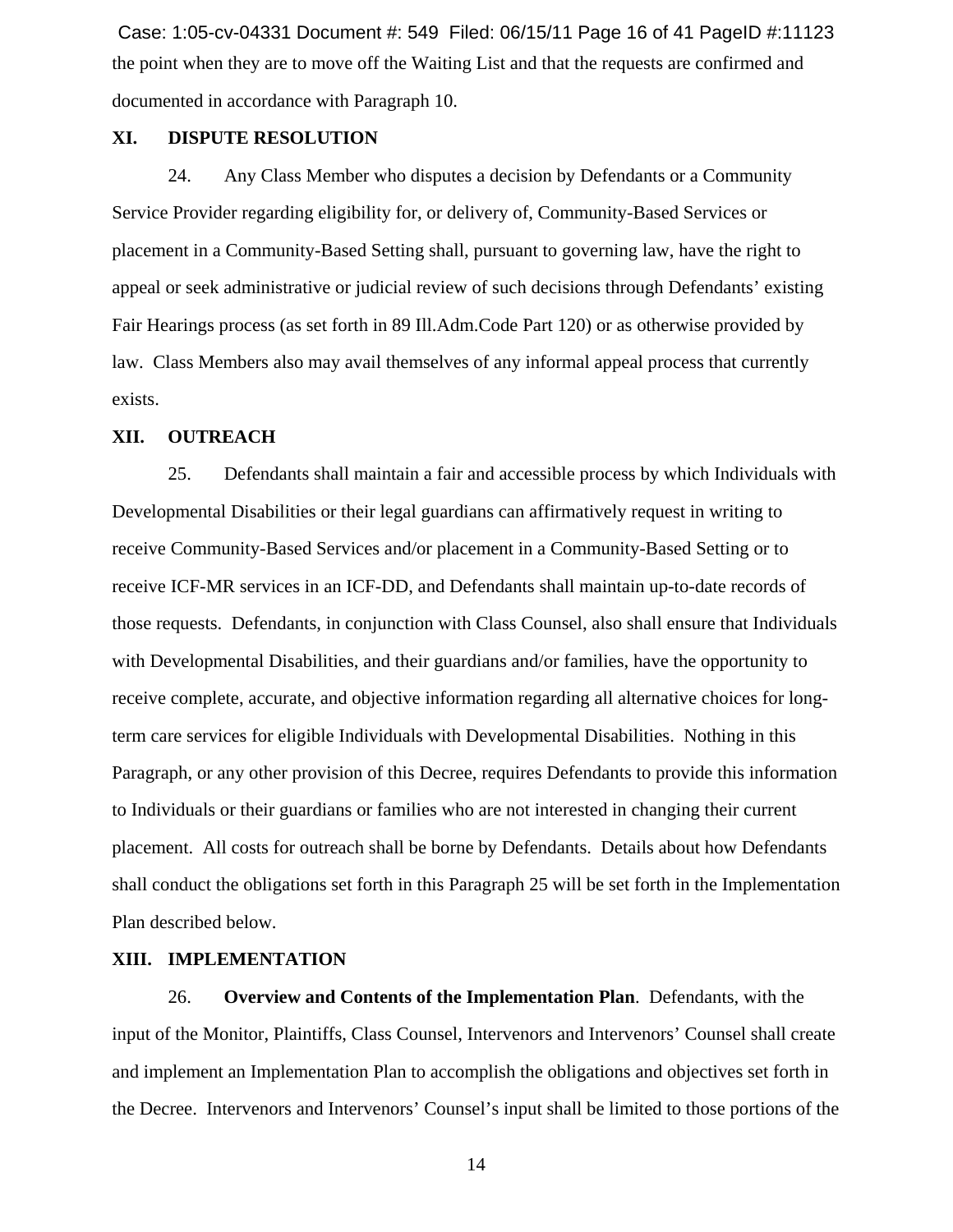the point when they are to move off the Waiting List and that the requests are confirmed and documented in accordance with Paragraph 10.

## XI. DISPUTE RESOLUTION

24. Any Class Member who disputes a decision by Defendants or a Community Service Provider regarding eligibility for, or delivery of, Community-Based Services or placement in a Community-Based Setting shall, pursuant to governing law, have the right to appeal or seek administrative or judicial review of such decisions through Defendants' existing Fair Hearings process (as set forth in 89 Ill.Adm.Code Part 120) or as otherwise provided by law. Class Members also may avail themselves of any informal appeal process that currently exists.

## XII. OUTREACH

25. Defendants shall maintain a fair and accessible process by which Individuals with Developmental Disabilities or their legal guardians can affirmatively request in writing to receive Community-Based Services and/or placement in a Community-Based Setting or to receive ICF-MR services in an ICF-DD, and Defendants shall maintain up-to-date records of those requests. Defendants, in conjunction with Class Counsel, also shall ensure that Individuals with Developmental Disabilities, and their guardians and/or families, have the opportunity to receive complete, accurate, and objective information regarding all alternative choices for long-term care services for eligible Individuals with Developmental Disabilities. Nothing in this Paragraph, or any other provision of this Decree, requires Defendants to provide this information to Individuals or their guardians or families who are not interested in changing their current placement. All costs for outreach shall be borne by Defendants. Details about how Defendants shall conduct the obligations set forth in this Paragraph 25 will be set forth in the Implementation Plan described below.

## XIII. IMPLEMENTATION

26. **Overview and Contents of the Implementation Plan**. Defendants, with the input of the Monitor, Plaintiffs, Class Counsel, Intervenors and Intervenors' Counsel shall create and implement an Implementation Plan to accomplish the obligations and objectives set forth in the Decree. Intervenors and Intervenors' Counsel's input shall be limited to those portions of the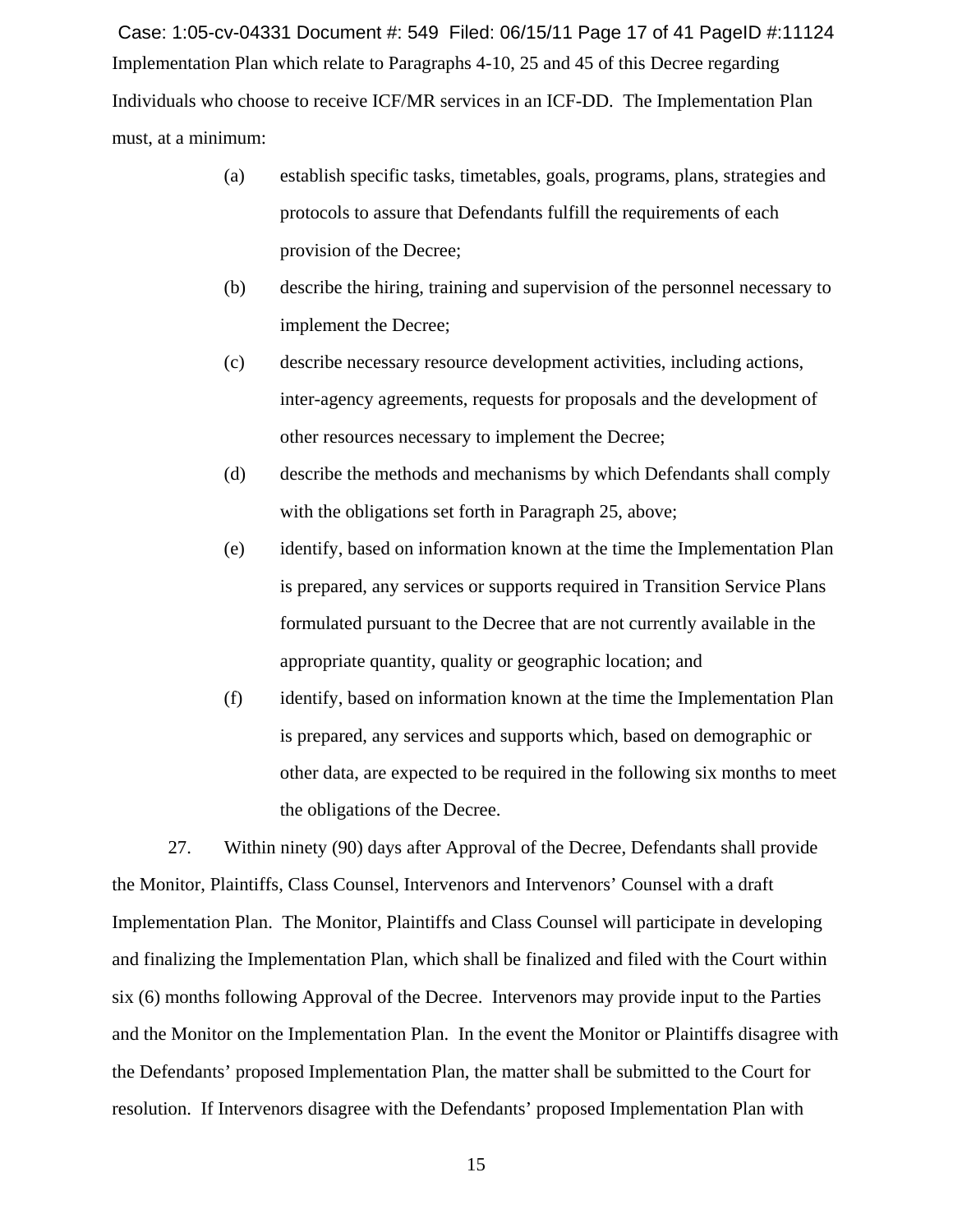Implementation Plan which relate to Paragraphs 4-10, 25 and 45 of this Decree regarding Individuals who choose to receive ICF/MR services in an ICF-DD. The Implementation Plan must, at a minimum:

(a) establish specific tasks, timetables, goals, programs, plans, strategies and protocols to assure that Defendants fulfill the requirements of each provision of the Decree;

(b) describe the hiring, training and supervision of the personnel necessary to implement the Decree;

(c) describe necessary resource development activities, including actions, inter-agency agreements, requests for proposals and the development of other resources necessary to implement the Decree;

(d) describe the methods and mechanisms by which Defendants shall comply with the obligations set forth in Paragraph 25, above;

(e) identify, based on information known at the time the Implementation Plan is prepared, any services or supports required in Transition Service Plans formulated pursuant to the Decree that are not currently available in the appropriate quantity, quality or geographic location; and

(f) identify, based on information known at the time the Implementation Plan is prepared, any services and supports which, based on demographic or other data, are expected to be required in the following six months to meet the obligations of the Decree.

27. Within ninety (90) days after Approval of the Decree, Defendants shall provide the Monitor, Plaintiffs, Class Counsel, Intervenors and Intervenors' Counsel with a draft Implementation Plan. The Monitor, Plaintiffs and Class Counsel will participate in developing and finalizing the Implementation Plan, which shall be finalized and filed with the Court within six (6) months following Approval of the Decree. Intervenors may provide input to the Parties and the Monitor on the Implementation Plan. In the event the Monitor or Plaintiffs disagree with the Defendants' proposed Implementation Plan, the matter shall be submitted to the Court for resolution. If Intervenors disagree with the Defendants' proposed Implementation Plan with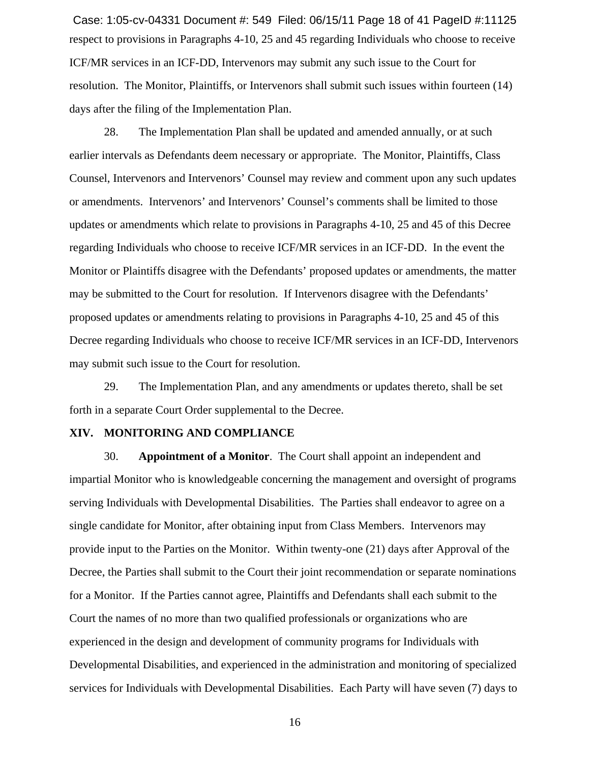respect to provisions in Paragraphs 4-10, 25 and 45 regarding Individuals who choose to receive ICF/MR services in an ICF-DD, Intervenors may submit any such issue to the Court for resolution. The Monitor, Plaintiffs, or Intervenors shall submit such issues within fourteen (14) days after the filing of the Implementation Plan.

28. The Implementation Plan shall be updated and amended annually, or at such earlier intervals as Defendants deem necessary or appropriate. The Monitor, Plaintiffs, Class Counsel, Intervenors and Intervenors' Counsel may review and comment upon any such updates or amendments. Intervenors' and Intervenors' Counsel's comments shall be limited to those updates or amendments which relate to provisions in Paragraphs 4-10, 25 and 45 of this Decree regarding Individuals who choose to receive ICF/MR services in an ICF-DD. In the event the Monitor or Plaintiffs disagree with the Defendants' proposed updates or amendments, the matter may be submitted to the Court for resolution. If Intervenors disagree with the Defendants' proposed updates or amendments relating to provisions in Paragraphs 4-10, 25 and 45 of this Decree regarding Individuals who choose to receive ICF/MR services in an ICF-DD, Intervenors may submit such issue to the Court for resolution.

29. The Implementation Plan, and any amendments or updates thereto, shall be set forth in a separate Court Order supplemental to the Decree.

## XIV. MONITORING AND COMPLIANCE

30. **Appointment of a Monitor**. The Court shall appoint an independent and impartial Monitor who is knowledgeable concerning the management and oversight of programs serving Individuals with Developmental Disabilities. The Parties shall endeavor to agree on a single candidate for Monitor, after obtaining input from Class Members. Intervenors may provide input to the Parties on the Monitor. Within twenty-one (21) days after Approval of the Decree, the Parties shall submit to the Court their joint recommendation or separate nominations for a Monitor. If the Parties cannot agree, Plaintiffs and Defendants shall each submit to the Court the names of no more than two qualified professionals or organizations who are experienced in the design and development of community programs for Individuals with Developmental Disabilities, and experienced in the administration and monitoring of specialized services for Individuals with Developmental Disabilities. Each Party will have seven (7) days to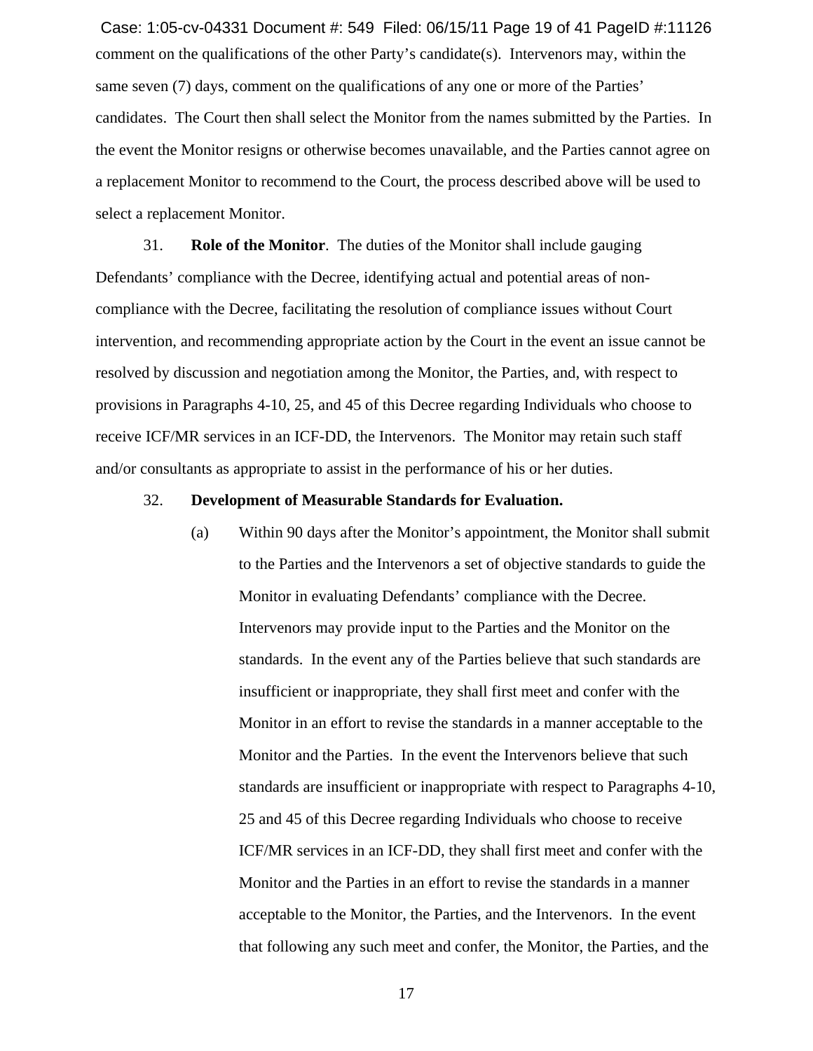comment on the qualifications of the other Party's candidate(s). Intervenors may, within the same seven (7) days, comment on the qualifications of any one or more of the Parties' candidates. The Court then shall select the Monitor from the names submitted by the Parties. In the event the Monitor resigns or otherwise becomes unavailable, and the Parties cannot agree on a replacement Monitor to recommend to the Court, the process described above will be used to select a replacement Monitor.

31. **Role of the Monitor**. The duties of the Monitor shall include gauging Defendants' compliance with the Decree, identifying actual and potential areas of non-compliance with the Decree, facilitating the resolution of compliance issues without Court intervention, and recommending appropriate action by the Court in the event an issue cannot be resolved by discussion and negotiation among the Monitor, the Parties, and, with respect to provisions in Paragraphs 4-10, 25, and 45 of this Decree regarding Individuals who choose to receive ICF/MR services in an ICF-DD, the Intervenors. The Monitor may retain such staff and/or consultants as appropriate to assist in the performance of his or her duties.

32. **Development of Measurable Standards for Evaluation.**

(a) Within 90 days after the Monitor's appointment, the Monitor shall submit to the Parties and the Intervenors a set of objective standards to guide the Monitor in evaluating Defendants' compliance with the Decree. Intervenors may provide input to the Parties and the Monitor on the standards. In the event any of the Parties believe that such standards are insufficient or inappropriate, they shall first meet and confer with the Monitor in an effort to revise the standards in a manner acceptable to the Monitor and the Parties. In the event the Intervenors believe that such standards are insufficient or inappropriate with respect to Paragraphs 4-10, 25 and 45 of this Decree regarding Individuals who choose to receive ICF/MR services in an ICF-DD, they shall first meet and confer with the Monitor and the Parties in an effort to revise the standards in a manner acceptable to the Monitor, the Parties, and the Intervenors. In the event that following any such meet and confer, the Monitor, the Parties, and the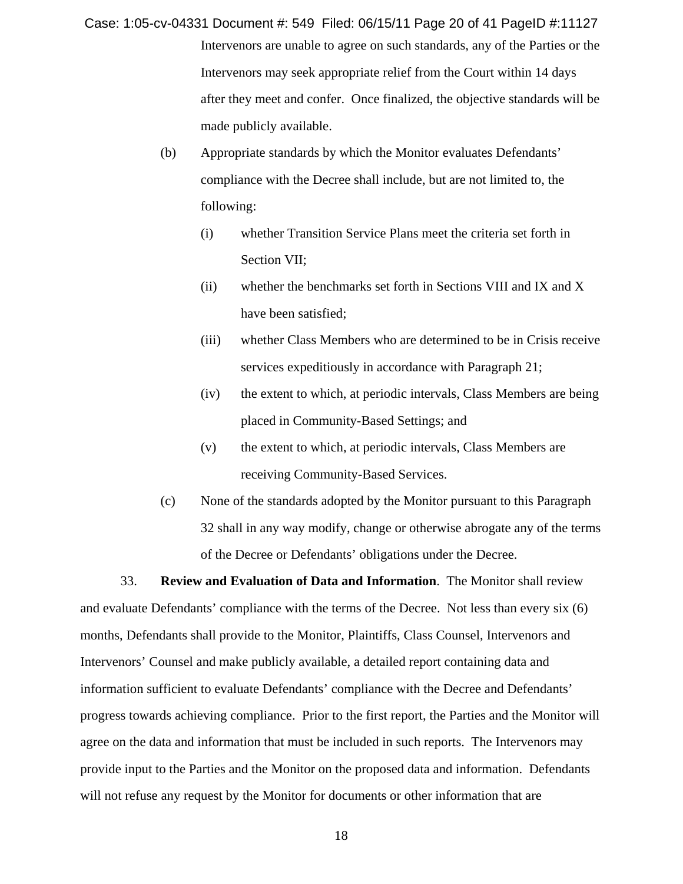Intervenors are unable to agree on such standards, any of the Parties or the Intervenors may seek appropriate relief from the Court within 14 days after they meet and confer. Once finalized, the objective standards will be made publicly available.

(b) Appropriate standards by which the Monitor evaluates Defendants' compliance with the Decree shall include, but are not limited to, the following:

(i) whether Transition Service Plans meet the criteria set forth in Section VII;

(ii) whether the benchmarks set forth in Sections VIII and IX and X have been satisfied;

(iii) whether Class Members who are determined to be in Crisis receive services expeditiously in accordance with Paragraph 21;

(iv) the extent to which, at periodic intervals, Class Members are being placed in Community-Based Settings; and

(v) the extent to which, at periodic intervals, Class Members are receiving Community-Based Services.

(c) None of the standards adopted by the Monitor pursuant to this Paragraph 32 shall in any way modify, change or otherwise abrogate any of the terms of the Decree or Defendants' obligations under the Decree.

33. **Review and Evaluation of Data and Information**. The Monitor shall review and evaluate Defendants' compliance with the terms of the Decree. Not less than every six (6) months, Defendants shall provide to the Monitor, Plaintiffs, Class Counsel, Intervenors and Intervenors' Counsel and make publicly available, a detailed report containing data and information sufficient to evaluate Defendants' compliance with the Decree and Defendants' progress towards achieving compliance. Prior to the first report, the Parties and the Monitor will agree on the data and information that must be included in such reports. The Intervenors may provide input to the Parties and the Monitor on the proposed data and information. Defendants will not refuse any request by the Monitor for documents or other information that are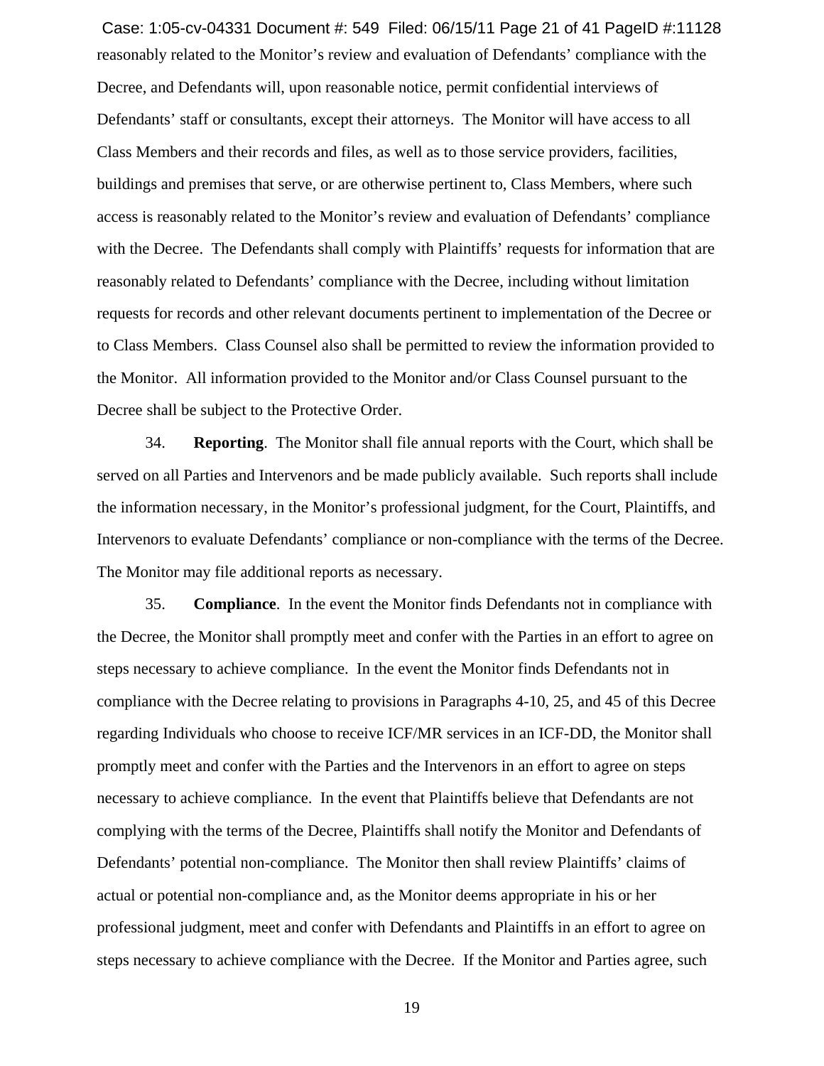reasonably related to the Monitor's review and evaluation of Defendants' compliance with the Decree, and Defendants will, upon reasonable notice, permit confidential interviews of Defendants' staff or consultants, except their attorneys. The Monitor will have access to all Class Members and their records and files, as well as to those service providers, facilities, buildings and premises that serve, or are otherwise pertinent to, Class Members, where such access is reasonably related to the Monitor's review and evaluation of Defendants' compliance with the Decree. The Defendants shall comply with Plaintiffs' requests for information that are reasonably related to Defendants' compliance with the Decree, including without limitation requests for records and other relevant documents pertinent to implementation of the Decree or to Class Members. Class Counsel also shall be permitted to review the information provided to the Monitor. All information provided to the Monitor and/or Class Counsel pursuant to the Decree shall be subject to the Protective Order.

34. **Reporting**. The Monitor shall file annual reports with the Court, which shall be served on all Parties and Intervenors and be made publicly available. Such reports shall include the information necessary, in the Monitor's professional judgment, for the Court, Plaintiffs, and Intervenors to evaluate Defendants' compliance or non-compliance with the terms of the Decree. The Monitor may file additional reports as necessary.

35. **Compliance**. In the event the Monitor finds Defendants not in compliance with the Decree, the Monitor shall promptly meet and confer with the Parties in an effort to agree on steps necessary to achieve compliance. In the event the Monitor finds Defendants not in compliance with the Decree relating to provisions in Paragraphs 4-10, 25, and 45 of this Decree regarding Individuals who choose to receive ICF/MR services in an ICF-DD, the Monitor shall promptly meet and confer with the Parties and the Intervenors in an effort to agree on steps necessary to achieve compliance. In the event that Plaintiffs believe that Defendants are not complying with the terms of the Decree, Plaintiffs shall notify the Monitor and Defendants of Defendants' potential non-compliance. The Monitor then shall review Plaintiffs' claims of actual or potential non-compliance and, as the Monitor deems appropriate in his or her professional judgment, meet and confer with Defendants and Plaintiffs in an effort to agree on steps necessary to achieve compliance with the Decree. If the Monitor and Parties agree, such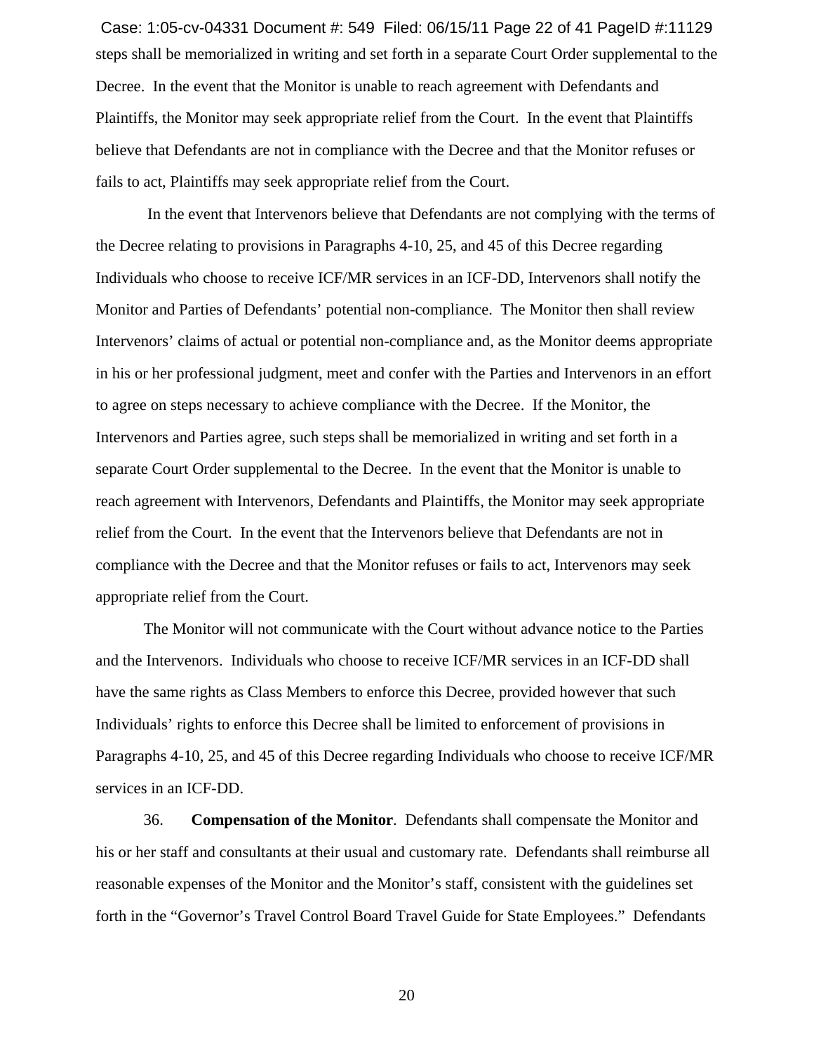steps shall be memorialized in writing and set forth in a separate Court Order supplemental to the Decree. In the event that the Monitor is unable to reach agreement with Defendants and Plaintiffs, the Monitor may seek appropriate relief from the Court. In the event that Plaintiffs believe that Defendants are not in compliance with the Decree and that the Monitor refuses or fails to act, Plaintiffs may seek appropriate relief from the Court.

In the event that Intervenors believe that Defendants are not complying with the terms of the Decree relating to provisions in Paragraphs 4-10, 25, and 45 of this Decree regarding Individuals who choose to receive ICF/MR services in an ICF-DD, Intervenors shall notify the Monitor and Parties of Defendants' potential non-compliance. The Monitor then shall review Intervenors' claims of actual or potential non-compliance and, as the Monitor deems appropriate in his or her professional judgment, meet and confer with the Parties and Intervenors in an effort to agree on steps necessary to achieve compliance with the Decree. If the Monitor, the Intervenors and Parties agree, such steps shall be memorialized in writing and set forth in a separate Court Order supplemental to the Decree. In the event that the Monitor is unable to reach agreement with Intervenors, Defendants and Plaintiffs, the Monitor may seek appropriate relief from the Court. In the event that the Intervenors believe that Defendants are not in compliance with the Decree and that the Monitor refuses or fails to act, Intervenors may seek appropriate relief from the Court.

The Monitor will not communicate with the Court without advance notice to the Parties and the Intervenors. Individuals who choose to receive ICF/MR services in an ICF-DD shall have the same rights as Class Members to enforce this Decree, provided however that such Individuals' rights to enforce this Decree shall be limited to enforcement of provisions in Paragraphs 4-10, 25, and 45 of this Decree regarding Individuals who choose to receive ICF/MR services in an ICF-DD.

36. **Compensation of the Monitor**. Defendants shall compensate the Monitor and his or her staff and consultants at their usual and customary rate. Defendants shall reimburse all reasonable expenses of the Monitor and the Monitor's staff, consistent with the guidelines set forth in the "Governor's Travel Control Board Travel Guide for State Employees." Defendants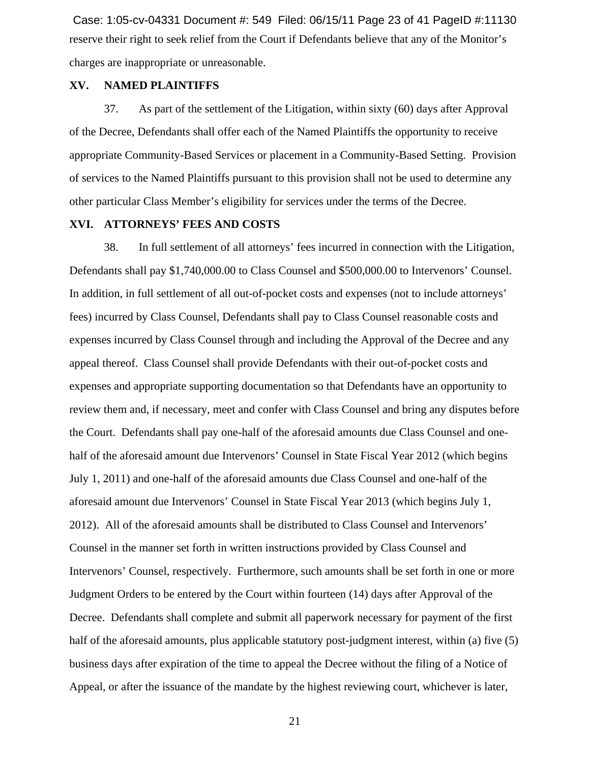reserve their right to seek relief from the Court if Defendants believe that any of the Monitor's charges are inappropriate or unreasonable.

## XV. NAMED PLAINTIFFS

37. As part of the settlement of the Litigation, within sixty (60) days after Approval of the Decree, Defendants shall offer each of the Named Plaintiffs the opportunity to receive appropriate Community-Based Services or placement in a Community-Based Setting. Provision of services to the Named Plaintiffs pursuant to this provision shall not be used to determine any other particular Class Member's eligibility for services under the terms of the Decree.

## XVI. ATTORNEYS' FEES AND COSTS

38. In full settlement of all attorneys' fees incurred in connection with the Litigation, Defendants shall pay $1,740,000.00 to Class Counsel and $500,000.00 to Intervenors' Counsel. In addition, in full settlement of all out-of-pocket costs and expenses (not to include attorneys' fees) incurred by Class Counsel, Defendants shall pay to Class Counsel reasonable costs and expenses incurred by Class Counsel through and including the Approval of the Decree and any appeal thereof. Class Counsel shall provide Defendants with their out-of-pocket costs and expenses and appropriate supporting documentation so that Defendants have an opportunity to review them and, if necessary, meet and confer with Class Counsel and bring any disputes before the Court. Defendants shall pay one-half of the aforesaid amounts due Class Counsel and one-half of the aforesaid amount due Intervenors' Counsel in State Fiscal Year 2012 (which begins July 1, 2011) and one-half of the aforesaid amounts due Class Counsel and one-half of the aforesaid amount due Intervenors' Counsel in State Fiscal Year 2013 (which begins July 1, 2012). All of the aforesaid amounts shall be distributed to Class Counsel and Intervenors' Counsel in the manner set forth in written instructions provided by Class Counsel and Intervenors' Counsel, respectively. Furthermore, such amounts shall be set forth in one or more Judgment Orders to be entered by the Court within fourteen (14) days after Approval of the Decree. Defendants shall complete and submit all paperwork necessary for payment of the first half of the aforesaid amounts, plus applicable statutory post-judgment interest, within (a) five (5) business days after expiration of the time to appeal the Decree without the filing of a Notice of Appeal, or after the issuance of the mandate by the highest reviewing court, whichever is later,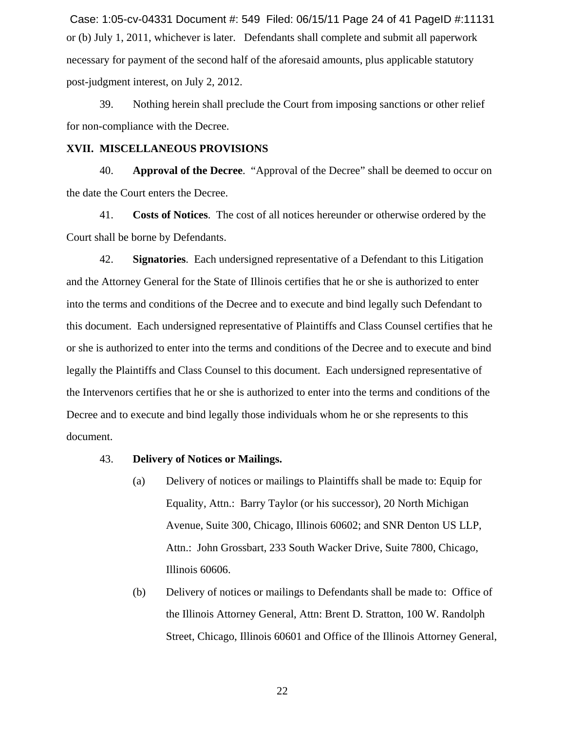or (b) July 1, 2011, whichever is later. Defendants shall complete and submit all paperwork necessary for payment of the second half of the aforesaid amounts, plus applicable statutory post-judgment interest, on July 2, 2012.

39. Nothing herein shall preclude the Court from imposing sanctions or other relief for non-compliance with the Decree.

## XVII. MISCELLANEOUS PROVISIONS

40. **Approval of the Decree**. "Approval of the Decree" shall be deemed to occur on the date the Court enters the Decree.

41. **Costs of Notices**. The cost of all notices hereunder or otherwise ordered by the Court shall be borne by Defendants.

42. **Signatories**. Each undersigned representative of a Defendant to this Litigation and the Attorney General for the State of Illinois certifies that he or she is authorized to enter into the terms and conditions of the Decree and to execute and bind legally such Defendant to this document. Each undersigned representative of Plaintiffs and Class Counsel certifies that he or she is authorized to enter into the terms and conditions of the Decree and to execute and bind legally the Plaintiffs and Class Counsel to this document. Each undersigned representative of the Intervenors certifies that he or she is authorized to enter into the terms and conditions of the Decree and to execute and bind legally those individuals whom he or she represents to this document.

43. **Delivery of Notices or Mailings.**

(a) Delivery of notices or mailings to Plaintiffs shall be made to: Equip for Equality, Attn.: Barry Taylor (or his successor), 20 North Michigan Avenue, Suite 300, Chicago, Illinois 60602; and SNR Denton US LLP, Attn.: John Grossbart, 233 South Wacker Drive, Suite 7800, Chicago, Illinois 60606.

(b) Delivery of notices or mailings to Defendants shall be made to: Office of the Illinois Attorney General, Attn: Brent D. Stratton, 100 W. Randolph Street, Chicago, Illinois 60601 and Office of the Illinois Attorney General,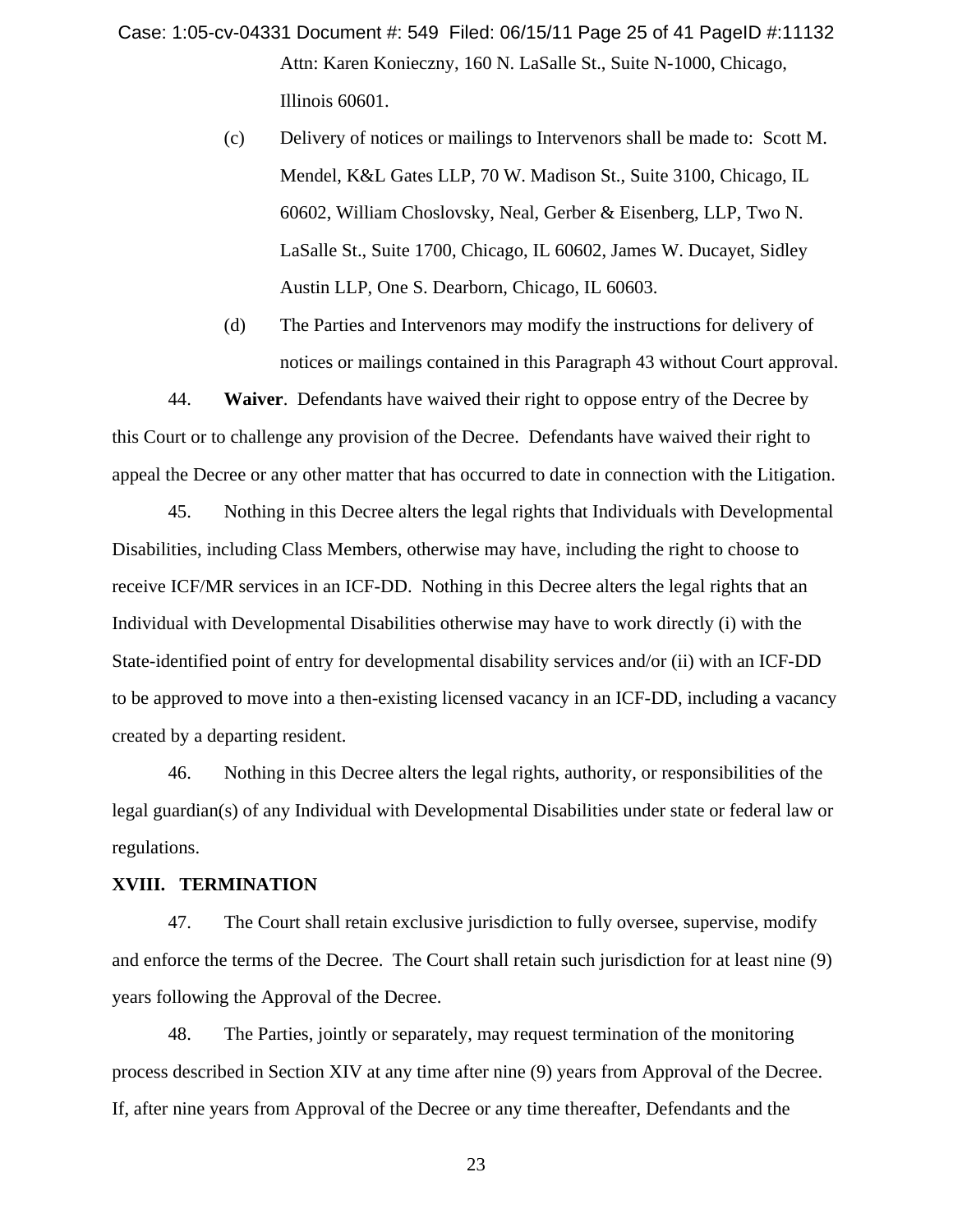Attn: Karen Konieczny, 160 N. LaSalle St., Suite N-1000, Chicago, Illinois 60601.

(c) Delivery of notices or mailings to Intervenors shall be made to: Scott M. Mendel, K&L Gates LLP, 70 W. Madison St., Suite 3100, Chicago, IL 60602, William Choslovsky, Neal, Gerber & Eisenberg, LLP, Two N. LaSalle St., Suite 1700, Chicago, IL 60602, James W. Ducayet, Sidley Austin LLP, One S. Dearborn, Chicago, IL 60603.

(d) The Parties and Intervenors may modify the instructions for delivery of notices or mailings contained in this Paragraph 43 without Court approval.

44. **Waiver**. Defendants have waived their right to oppose entry of the Decree by this Court or to challenge any provision of the Decree. Defendants have waived their right to appeal the Decree or any other matter that has occurred to date in connection with the Litigation.

45. Nothing in this Decree alters the legal rights that Individuals with Developmental Disabilities, including Class Members, otherwise may have, including the right to choose to receive ICF/MR services in an ICF-DD. Nothing in this Decree alters the legal rights that an Individual with Developmental Disabilities otherwise may have to work directly (i) with the State-identified point of entry for developmental disability services and/or (ii) with an ICF-DD to be approved to move into a then-existing licensed vacancy in an ICF-DD, including a vacancy created by a departing resident.

46. Nothing in this Decree alters the legal rights, authority, or responsibilities of the legal guardian(s) of any Individual with Developmental Disabilities under state or federal law or regulations.

## XVIII. TERMINATION

47. The Court shall retain exclusive jurisdiction to fully oversee, supervise, modify and enforce the terms of the Decree. The Court shall retain such jurisdiction for at least nine (9) years following the Approval of the Decree.

48. The Parties, jointly or separately, may request termination of the monitoring process described in Section XIV at any time after nine (9) years from Approval of the Decree. If, after nine years from Approval of the Decree or any time thereafter, Defendants and the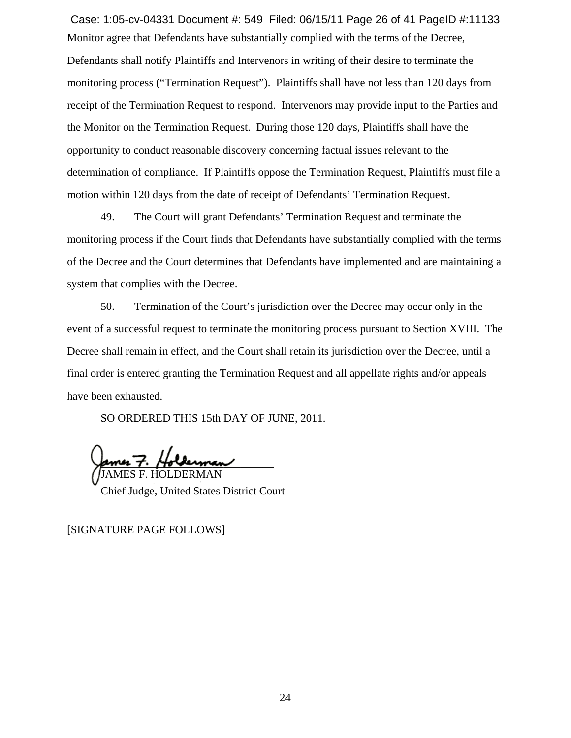Monitor agree that Defendants have substantially complied with the terms of the Decree, Defendants shall notify Plaintiffs and Intervenors in writing of their desire to terminate the monitoring process ("Termination Request"). Plaintiffs shall have not less than 120 days from receipt of the Termination Request to respond. Intervenors may provide input to the Parties and the Monitor on the Termination Request. During those 120 days, Plaintiffs shall have the opportunity to conduct reasonable discovery concerning factual issues relevant to the determination of compliance. If Plaintiffs oppose the Termination Request, Plaintiffs must file a motion within 120 days from the date of receipt of Defendants' Termination Request.

49. The Court will grant Defendants' Termination Request and terminate the monitoring process if the Court finds that Defendants have substantially complied with the terms of the Decree and the Court determines that Defendants have implemented and are maintaining a system that complies with the Decree.

50. Termination of the Court's jurisdiction over the Decree may occur only in the event of a successful request to terminate the monitoring process pursuant to Section XVIII. The Decree shall remain in effect, and the Court shall retain its jurisdiction over the Decree, until a final order is entered granting the Termination Request and all appellate rights and/or appeals have been exhausted.

SO ORDERED THIS 15th DAY OF JUNE, 2011.

James F. Holderman

JAMES F. HOLDERMAN
Chief Judge, United States District Court

[SIGNATURE PAGE FOLLOWS]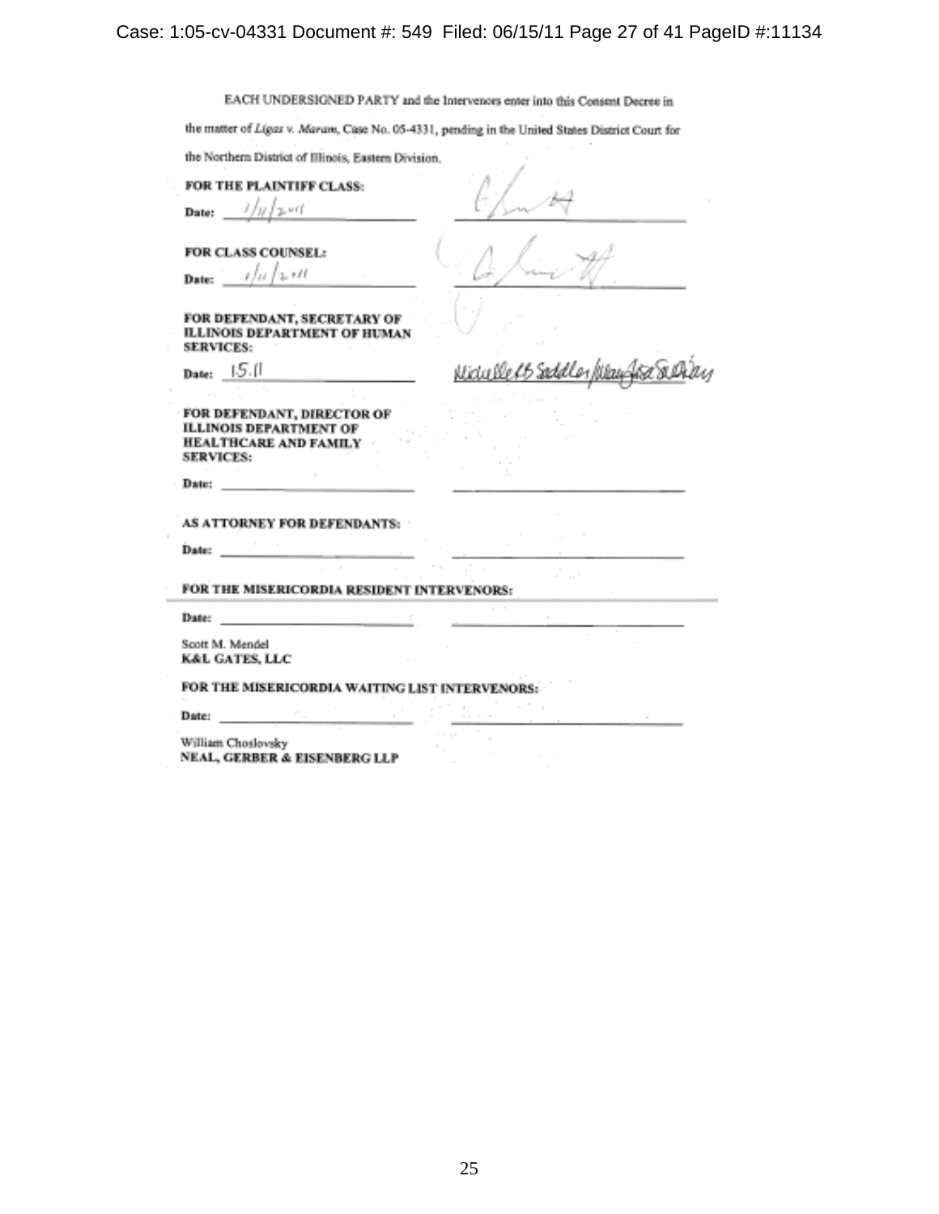EACH UNDERSIGNED PARTY and the Intervenors enter into this Consent Decree in the matter of *Ligas v. Maram*, Case No. 05-4331, pending in the United States District Court for the Northern District of Illinois, Eastern Division.

**FOR THE PLAINTIFF CLASS:**

**Date:** 1/11/2011 ______________________________

**FOR CLASS COUNSEL:**

**Date:** 1/11/2011 ______________________________

**FOR DEFENDANT, SECRETARY OF ILLINOIS DEPARTMENT OF HUMAN SERVICES:**

**Date:** 1.5.11 ______________________________

**FOR DEFENDANT, DIRECTOR OF ILLINOIS DEPARTMENT OF HEALTHCARE AND FAMILY SERVICES:**

**Date:** ______________________________ ______________________________

**AS ATTORNEY FOR DEFENDANTS:**

**Date:** ______________________________ ______________________________

**FOR THE MISERICORDIA RESIDENT INTERVENORS:**

**Date:** ______________________________ ______________________________

Scott M. Mendel
**K&L GATES, LLC**

**FOR THE MISERICORDIA WAITING LIST INTERVENORS:**

**Date:** ______________________________ ______________________________

William Choslovsky
**NEAL, GERBER & EISENBERG LLP**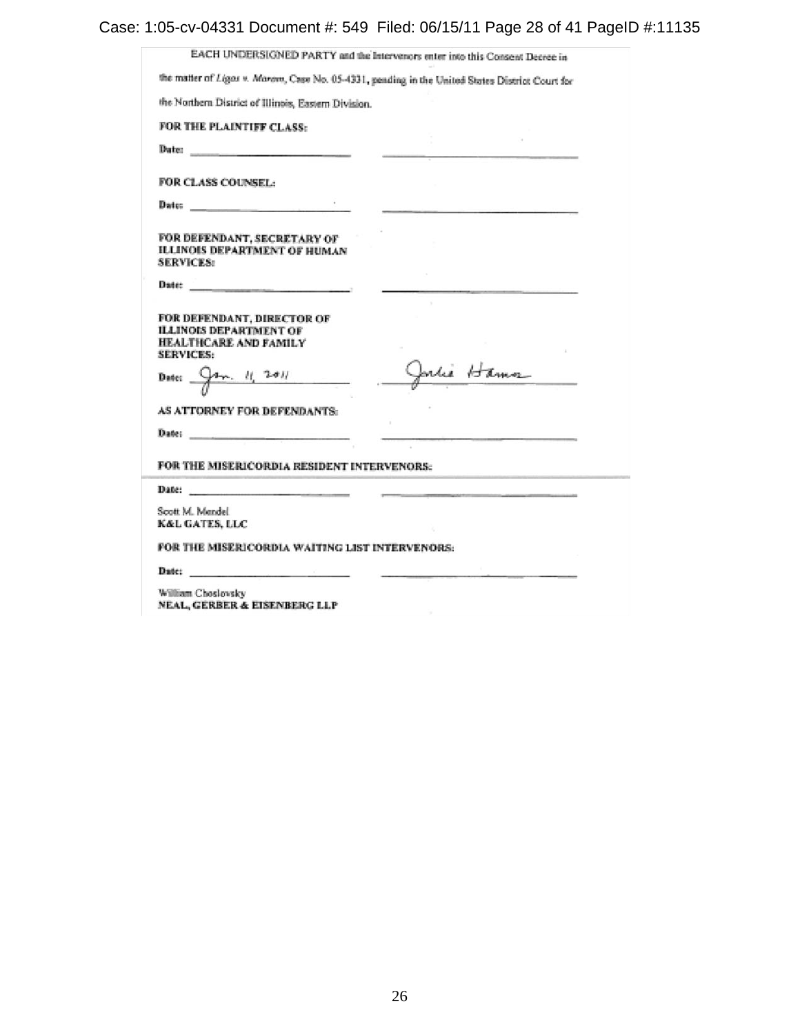EACH UNDERSIGNED PARTY and the Intervenors enter into this Consent Decree in the matter of *Ligas v. Maram*, Case No. 05-4331, pending in the United States District Court for the Northern District of Illinois, Eastern Division.

**FOR THE PLAINTIFF CLASS:**

Date: ______________________ ______________________

**FOR CLASS COUNSEL:**

Date: ______________________ ______________________

**FOR DEFENDANT, SECRETARY OF ILLINOIS DEPARTMENT OF HUMAN SERVICES:**

Date: ______________________ ______________________

**FOR DEFENDANT, DIRECTOR OF ILLINOIS DEPARTMENT OF HEALTHCARE AND FAMILY SERVICES:**

Date: Jan. 11, 2011 Julie Hamos

**AS ATTORNEY FOR DEFENDANTS:**

Date: ______________________ ______________________

**FOR THE MISERICORDIA RESIDENT INTERVENORS:**

Date: ______________________ ______________________

Scott M. Mendel
**K&L GATES, LLC**

**FOR THE MISERICORDIA WAITING LIST INTERVENORS:**

Date: ______________________ ______________________

William Choslovsky
**NEAL, GERBER & EISENBERG LLP**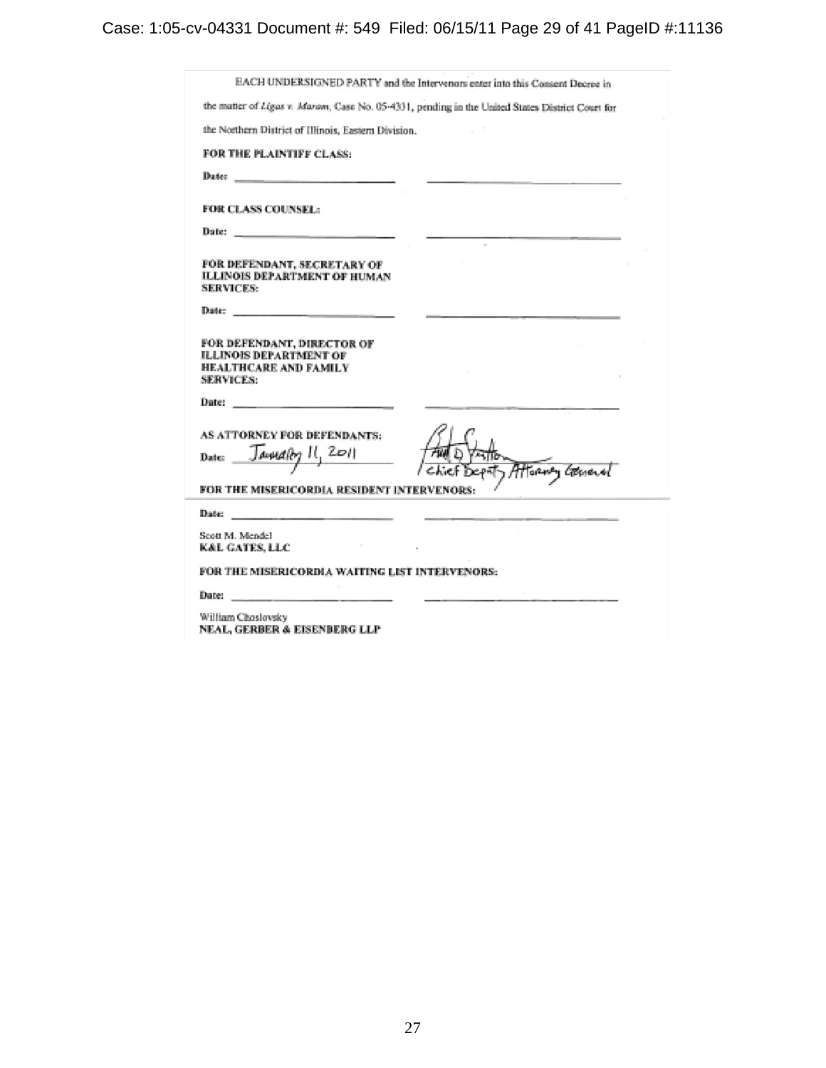EACH UNDERSIGNED PARTY and the Intervenors enter into this Consent Decree in the matter of *Ligas v. Maram*, Case No. 05-4331, pending in the United States District Court for the Northern District of Illinois, Eastern Division.

**FOR THE PLAINTIFF CLASS:**

Date: ______________________ ______________________

**FOR CLASS COUNSEL:**

Date: ______________________ ______________________

**FOR DEFENDANT, SECRETARY OF ILLINOIS DEPARTMENT OF HUMAN SERVICES:**

Date: ______________________ ______________________

**FOR DEFENDANT, DIRECTOR OF ILLINOIS DEPARTMENT OF HEALTHCARE AND FAMILY SERVICES:**

Date: ______________________ ______________________

**AS ATTORNEY FOR DEFENDANTS:**

Date: January 11, 2011 Paul D. Patton
Chief Deputy Attorney General

**FOR THE MISERICORDIA RESIDENT INTERVENORS:**

Date: ______________________ ______________________

Scott M. Mendel
**K&L GATES, LLC**

**FOR THE MISERICORDIA WAITING LIST INTERVENORS:**

Date: ______________________ ______________________

William Choslovsky
**NEAL, GERBER & EISENBERG LLP**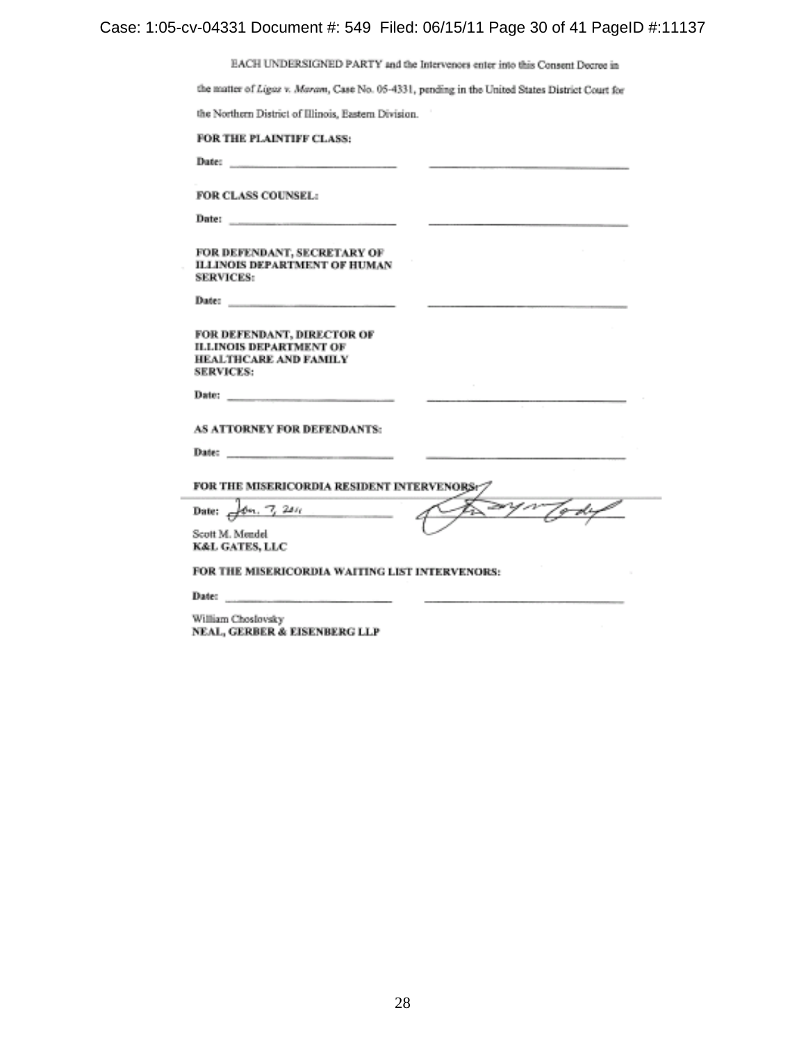EACH UNDERSIGNED PARTY and the Intervenors enter into this Consent Decree in the matter of *Ligas v. Maram*, Case No. 05-4331, pending in the United States District Court for the Northern District of Illinois, Eastern Division.

**FOR THE PLAINTIFF CLASS:**

Date: ____________________ ____________________

**FOR CLASS COUNSEL:**

Date: ____________________ ____________________

**FOR DEFENDANT, SECRETARY OF ILLINOIS DEPARTMENT OF HUMAN SERVICES:**

Date: ____________________ ____________________

**FOR DEFENDANT, DIRECTOR OF ILLINOIS DEPARTMENT OF HEALTHCARE AND FAMILY SERVICES:**

Date: ____________________ ____________________

**AS ATTORNEY FOR DEFENDANTS:**

Date: ____________________ ____________________

**FOR THE MISERICORDIA RESIDENT INTERVENORS:**

Date: Jan. 7, 2011 [signature]

Scott M. Mendel
**K&L GATES, LLC**

**FOR THE MISERICORDIA WAITING LIST INTERVENORS:**

Date: ____________________ ____________________

William Choslovsky
**NEAL, GERBER & EISENBERG LLP**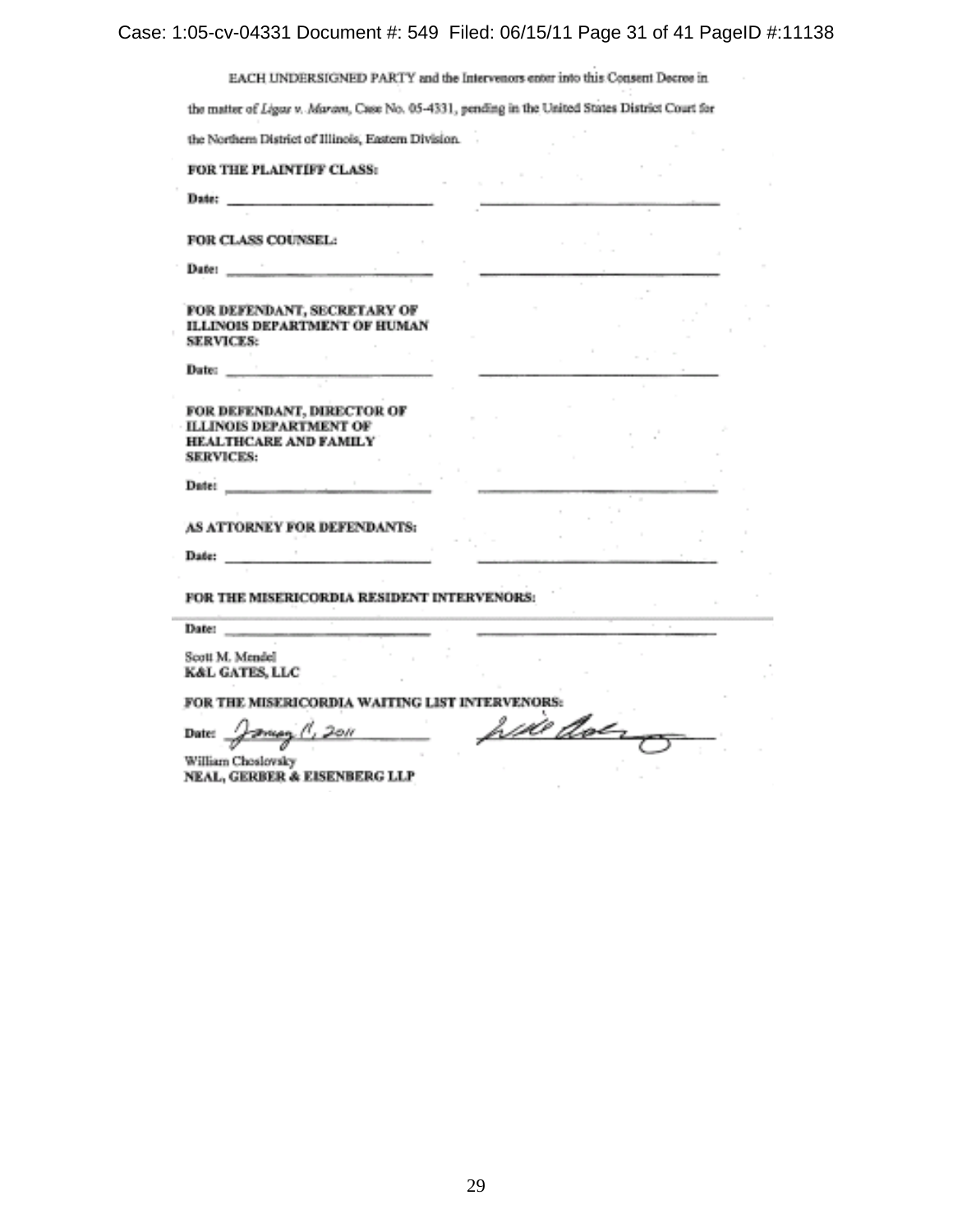EACH UNDERSIGNED PARTY and the Intervenors enter into this Consent Decree in the matter of *Ligas v. Maram*, Case No. 05-4331, pending in the United States District Court for the Northern District of Illinois, Eastern Division.

**FOR THE PLAINTIFF CLASS:**

**Date:** ______________________ ______________________

**FOR CLASS COUNSEL:**

**Date:** ______________________ ______________________

**FOR DEFENDANT, SECRETARY OF ILLINOIS DEPARTMENT OF HUMAN SERVICES:**

**Date:** ______________________ ______________________

**FOR DEFENDANT, DIRECTOR OF ILLINOIS DEPARTMENT OF HEALTHCARE AND FAMILY SERVICES:**

**Date:** ______________________ ______________________

**AS ATTORNEY FOR DEFENDANTS:**

**Date:** ______________________ ______________________

**FOR THE MISERICORDIA RESIDENT INTERVENORS:**

**Date:** ______________________ ______________________

Scott M. Mendel
**K&L GATES, LLC**

**FOR THE MISERICORDIA WAITING LIST INTERVENORS:**

**Date:** January 11, 2011 [signature]

William Choslovsky
**NEAL, GERBER & EISENBERG LLP**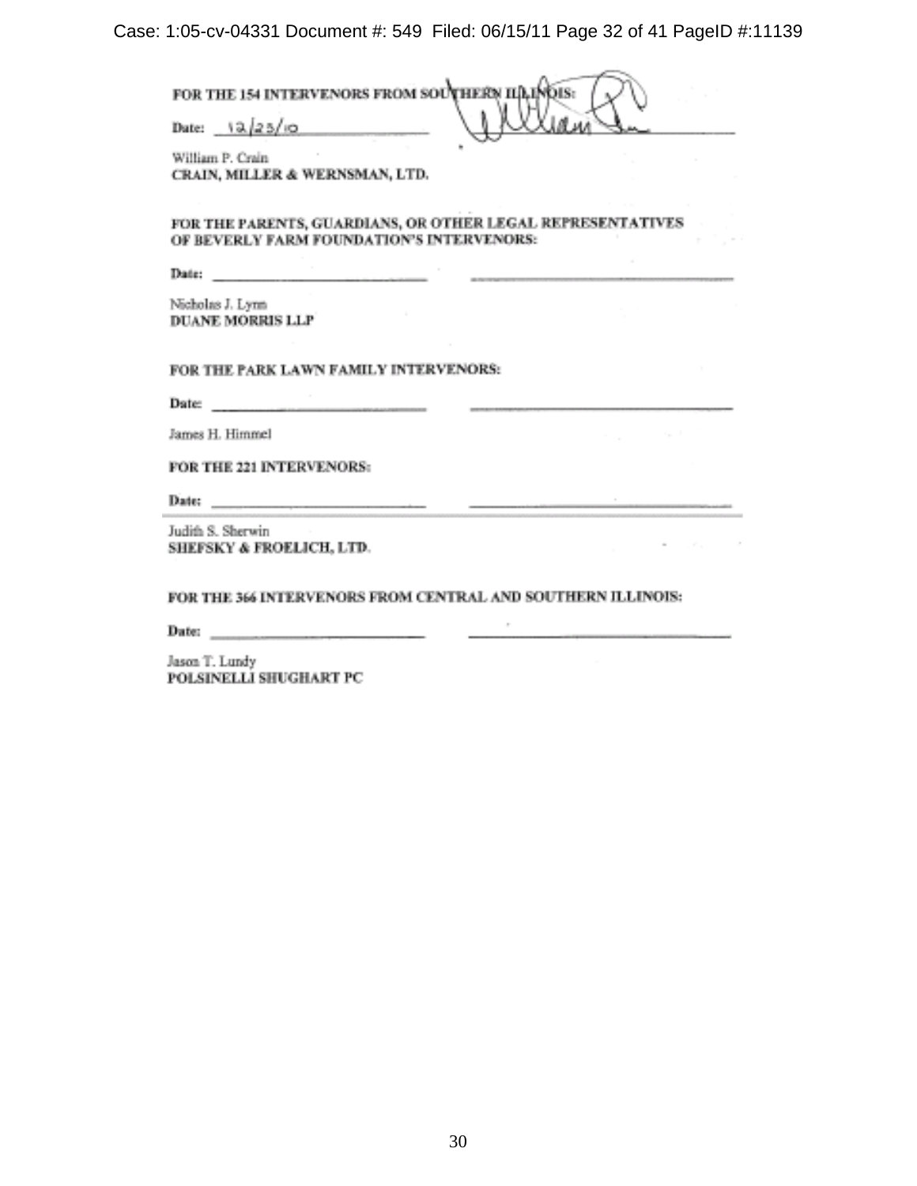**FOR THE 154 INTERVENORS FROM SOUTHERN ILLINOIS:**

Date: 12/23/10 ______________________________

William P. Crain
**CRAIN, MILLER & WERNSMAN, LTD.**

**FOR THE PARENTS, GUARDIANS, OR OTHER LEGAL REPRESENTATIVES OF BEVERLY FARM FOUNDATION'S INTERVENORS:**

Date: ______________________________ ______________________________

Nicholas J. Lynn
**DUANE MORRIS LLP**

**FOR THE PARK LAWN FAMILY INTERVENORS:**

Date: ______________________________ ______________________________

James H. Himmel

**FOR THE 221 INTERVENORS:**

Date: ______________________________ ______________________________

Judith S. Sherwin
**SHEFSKY & FROELICH, LTD.**

**FOR THE 366 INTERVENORS FROM CENTRAL AND SOUTHERN ILLINOIS:**

Date: ______________________________ ______________________________

Jason T. Lundy
**POLSINELLI SHUGHART PC**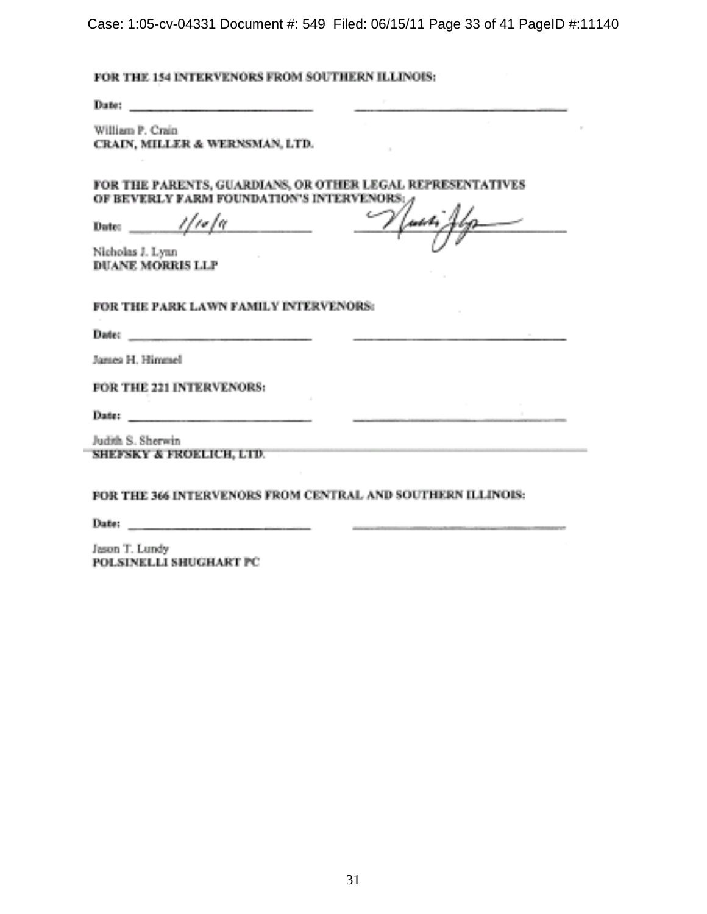**FOR THE 154 INTERVENORS FROM SOUTHERN ILLINOIS:**

**Date:** ______________________ ______________________

William P. Crain
**CRAIN, MILLER & WERNSMAN, LTD.**

**FOR THE PARENTS, GUARDIANS, OR OTHER LEGAL REPRESENTATIVES OF BEVERLY FARM FOUNDATION'S INTERVENORS:**

**Date:** 1/10/11 ______________________

Nicholas J. Lynn
**DUANE MORRIS LLP**

**FOR THE PARK LAWN FAMILY INTERVENORS:**

**Date:** ______________________ ______________________

James H. Himmel

**FOR THE 221 INTERVENORS:**

**Date:** ______________________ ______________________

Judith S. Sherwin
**SHEFSKY & FROELICH, LTD.**

**FOR THE 366 INTERVENORS FROM CENTRAL AND SOUTHERN ILLINOIS:**

**Date:** ______________________ ______________________

Jason T. Lundy
**POLSINELLI SHUGHART PC**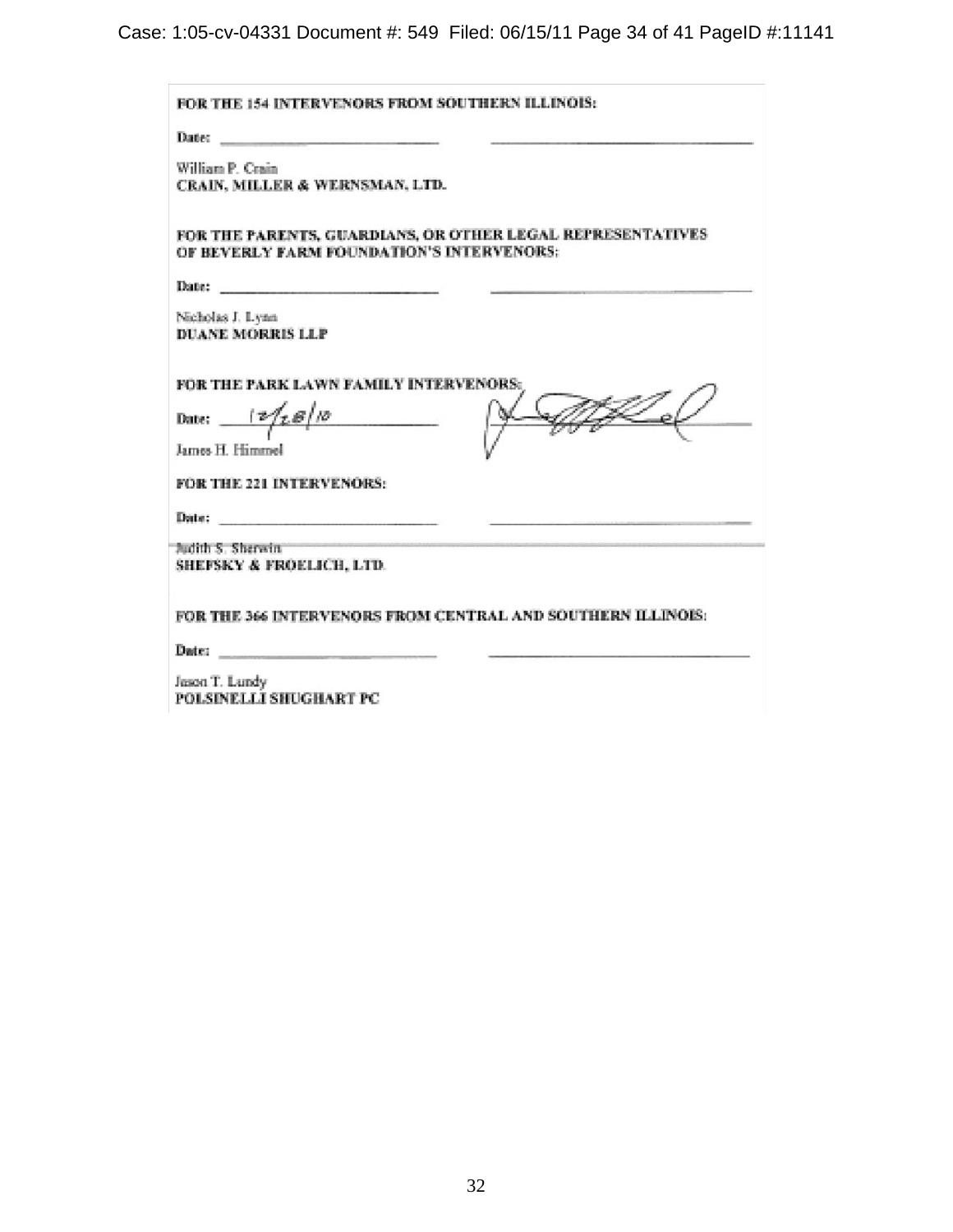FOR THE 154 INTERVENORS FROM SOUTHERN ILLINOIS:

Date: ______________________ ______________________

William P. Crain
CRAIN, MILLER & WERNSMAN, LTD.

FOR THE PARENTS, GUARDIANS, OR OTHER LEGAL REPRESENTATIVES OF BEVERLY FARM FOUNDATION'S INTERVENORS:

Date: ______________________ ______________________

Nicholas J. Lynn
DUANE MORRIS LLP

FOR THE PARK LAWN FAMILY INTERVENORS:

Date: 12/28/10 ______________________

James H. Himmel

FOR THE 221 INTERVENORS:

Date: ______________________ ______________________

Judith S. Sherwin
SHEFSKY & FROELICH, LTD.

FOR THE 366 INTERVENORS FROM CENTRAL AND SOUTHERN ILLINOIS:

Date: ______________________ ______________________

Jason T. Lundy
POLSINELLI SHUGHART PC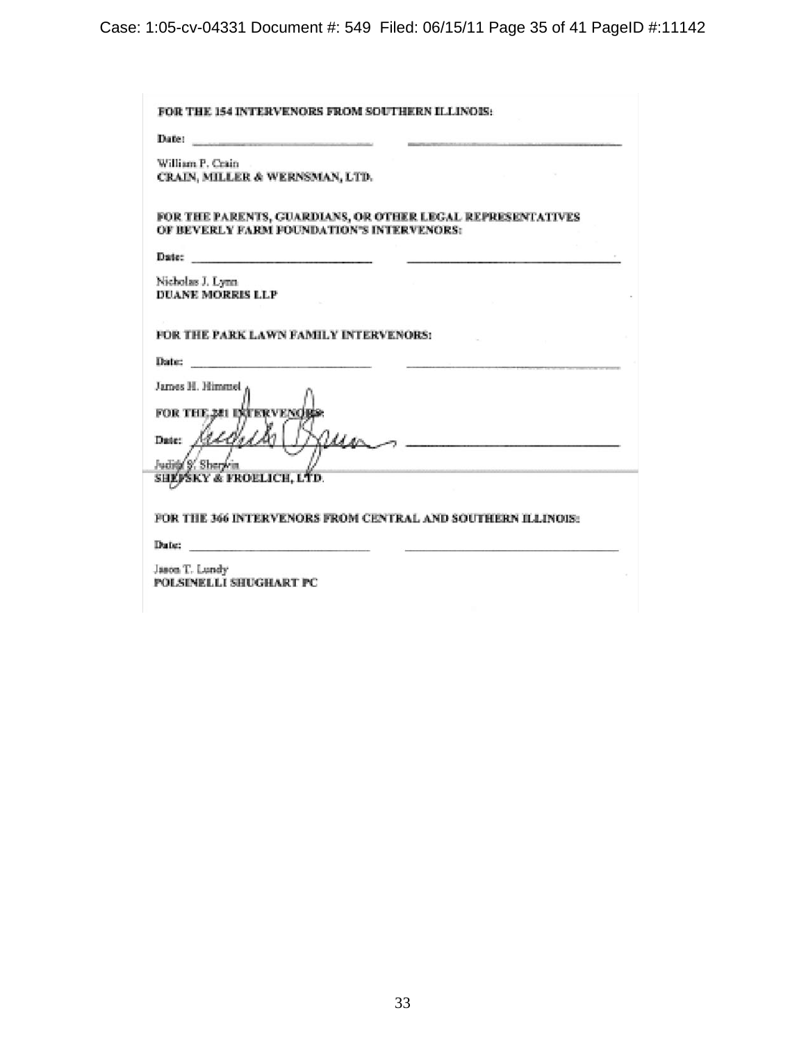**FOR THE 154 INTERVENORS FROM SOUTHERN ILLINOIS:**

**Date:** ______________________ ______________________________

William P. Crain
**CRAIN, MILLER & WERNSMAN, LTD.**

**FOR THE PARENTS, GUARDIANS, OR OTHER LEGAL REPRESENTATIVES OF BEVERLY FARM FOUNDATION'S INTERVENORS:**

**Date:** ______________________ ______________________________

Nicholas J. Lynn
**DUANE MORRIS LLP**

**FOR THE PARK LAWN FAMILY INTERVENORS:**

**Date:** ______________________ ______________________________

James H. Himmel

**FOR THE 281 INTERVENORS:**

**Date:** ______________________ ______________________________

Judith S. Sherwin
**SHEFSKY & FROELICH, LTD.**

**FOR THE 366 INTERVENORS FROM CENTRAL AND SOUTHERN ILLINOIS:**

**Date:** ______________________ ______________________________

Jason T. Lundy
**POLSINELLI SHUGHART PC**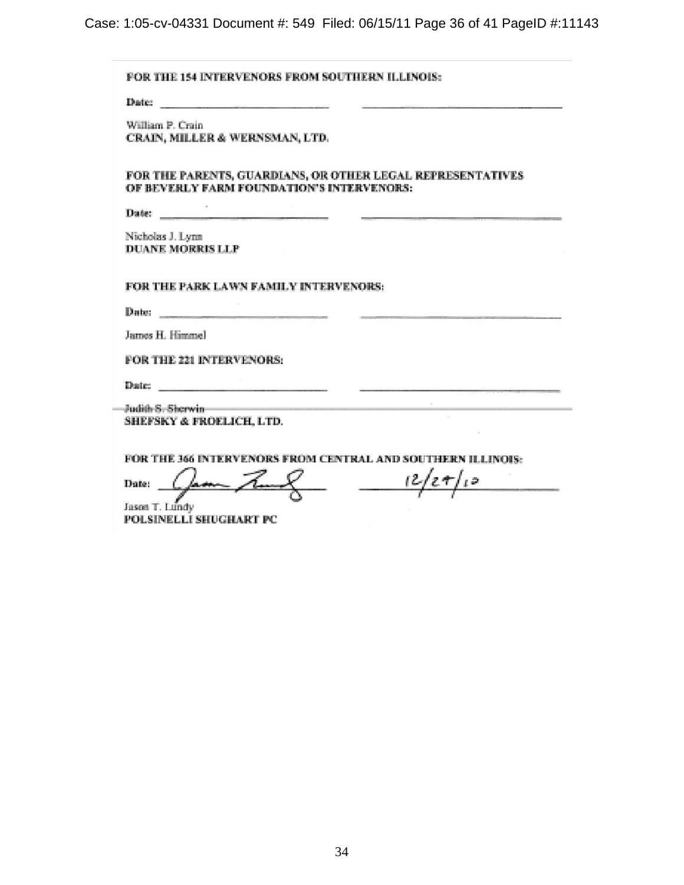**FOR THE 154 INTERVENORS FROM SOUTHERN ILLINOIS:**

**Date:** \_\_\_\_\_\_\_\_\_\_\_\_\_\_\_\_\_\_\_\_\_\_\_\_\_\_\_\_ \_\_\_\_\_\_\_\_\_\_\_\_\_\_\_\_\_\_\_\_\_\_\_\_\_\_\_\_

William P. Crain
**CRAIN, MILLER & WERNSMAN, LTD.**

**FOR THE PARENTS, GUARDIANS, OR OTHER LEGAL REPRESENTATIVES OF BEVERLY FARM FOUNDATION'S INTERVENORS:**

**Date:** \_\_\_\_\_\_\_\_\_\_\_\_\_\_\_\_\_\_\_\_\_\_\_\_\_\_\_\_ \_\_\_\_\_\_\_\_\_\_\_\_\_\_\_\_\_\_\_\_\_\_\_\_\_\_\_\_

Nicholas J. Lynn
**DUANE MORRIS LLP**

**FOR THE PARK LAWN FAMILY INTERVENORS:**

**Date:** \_\_\_\_\_\_\_\_\_\_\_\_\_\_\_\_\_\_\_\_\_\_\_\_\_\_\_\_ \_\_\_\_\_\_\_\_\_\_\_\_\_\_\_\_\_\_\_\_\_\_\_\_\_\_\_\_

James H. Himmel

**FOR THE 221 INTERVENORS:**

**Date:** \_\_\_\_\_\_\_\_\_\_\_\_\_\_\_\_\_\_\_\_\_\_\_\_\_\_\_\_ \_\_\_\_\_\_\_\_\_\_\_\_\_\_\_\_\_\_\_\_\_\_\_\_\_\_\_\_

Judith S. Sherwin
**SHEFSKY & FROELICH, LTD.**

**FOR THE 366 INTERVENORS FROM CENTRAL AND SOUTHERN ILLINOIS:**

**Date:** [signature] 12/27/10

Jason T. Lundy
**POLSINELLI SHUGHART PC**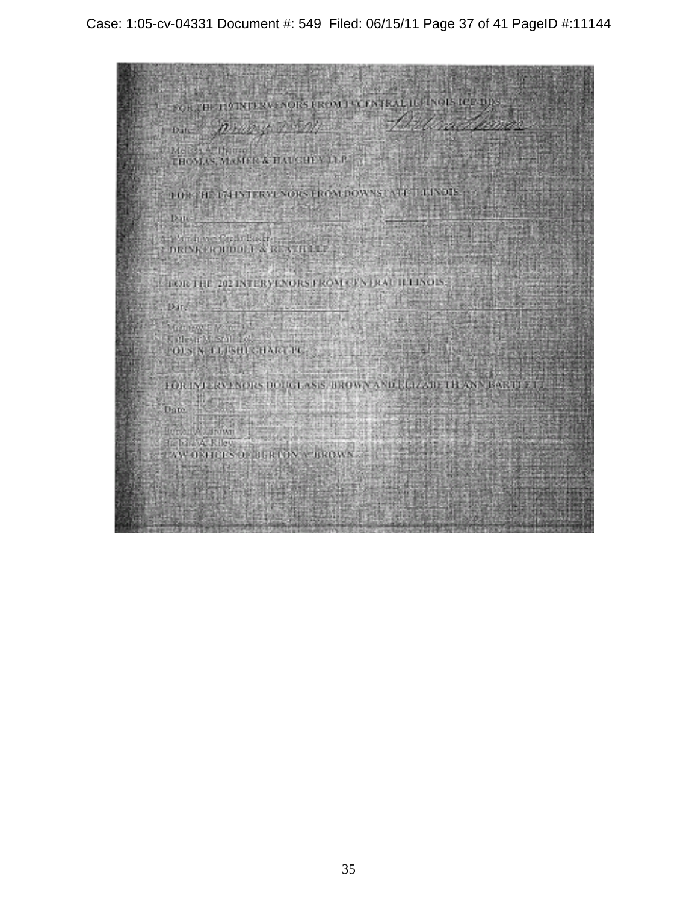FOR THE 179 INTERVENORS FROM EAST CENTRAL ILLINOIS ICE DDS:

Date: \_\_\_\_\_\_\_\_\_\_\_\_\_\_\_\_ \_\_\_\_\_\_\_\_\_\_\_\_\_\_\_\_\_\_\_\_\_\_\_\_

Melissa A. Thomas
THOMAS, MAMER & HAUGHEY LLP

FOR THE 174 INTERVENORS FROM DOWNSTATE ILLINOIS:

Date: \_\_\_\_\_\_\_\_\_\_\_\_\_\_\_\_ \_\_\_\_\_\_\_\_\_\_\_\_\_\_\_\_\_\_\_\_\_\_\_\_

Gretchen Gerke Baker
DRINKER BIDDLE & REATH LLP

FOR THE 202 INTERVENORS FROM CENTRAL ILLINOIS:

Date: \_\_\_\_\_\_\_\_\_\_\_\_\_\_\_\_ \_\_\_\_\_\_\_\_\_\_\_\_\_\_\_\_\_\_\_\_\_\_\_\_

Matthew E. Wright
Colleen M. Schill
POLSINELLI SHUGHART PC

FOR INTERVENORS DOUGLAS S. BROWN AND ELIZABETH ANN BARTLETT:

Date: \_\_\_\_\_\_\_\_\_\_\_\_\_\_\_\_ \_\_\_\_\_\_\_\_\_\_\_\_\_\_\_\_\_\_\_\_\_\_\_\_

Burton A. Brown
Richard A. Riley
LAW OFFICES OF BURTON A. BROWN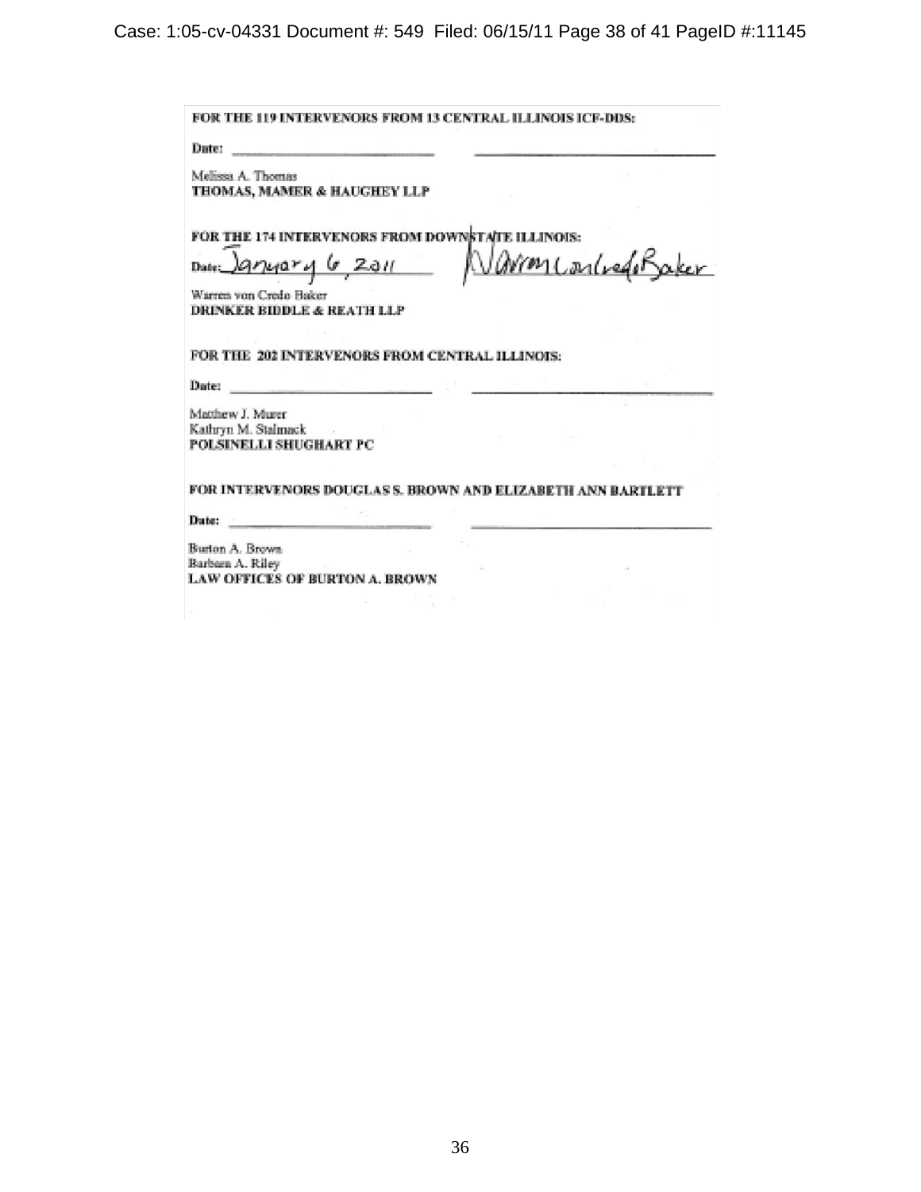**FOR THE 119 INTERVENORS FROM 13 CENTRAL ILLINOIS ICF-DDS:**

Date: ______________________ ______________________

Melissa A. Thomas
**THOMAS, MAMER & HAUGHEY LLP**

**FOR THE 174 INTERVENORS FROM DOWNSTATE ILLINOIS:**

Date: January 6, 2011 Warren von Credo Baker

Warren von Credo Baker
**DRINKER BIDDLE & REATH LLP**

**FOR THE 202 INTERVENORS FROM CENTRAL ILLINOIS:**

Date: ______________________ ______________________

Matthew J. Murer
Kathryn M. Stalmack
**POLSINELLI SHUGHART PC**

**FOR INTERVENORS DOUGLAS S. BROWN AND ELIZABETH ANN BARTLETT**

Date: ______________________ ______________________

Burton A. Brown
Barbara A. Riley
**LAW OFFICES OF BURTON A. BROWN**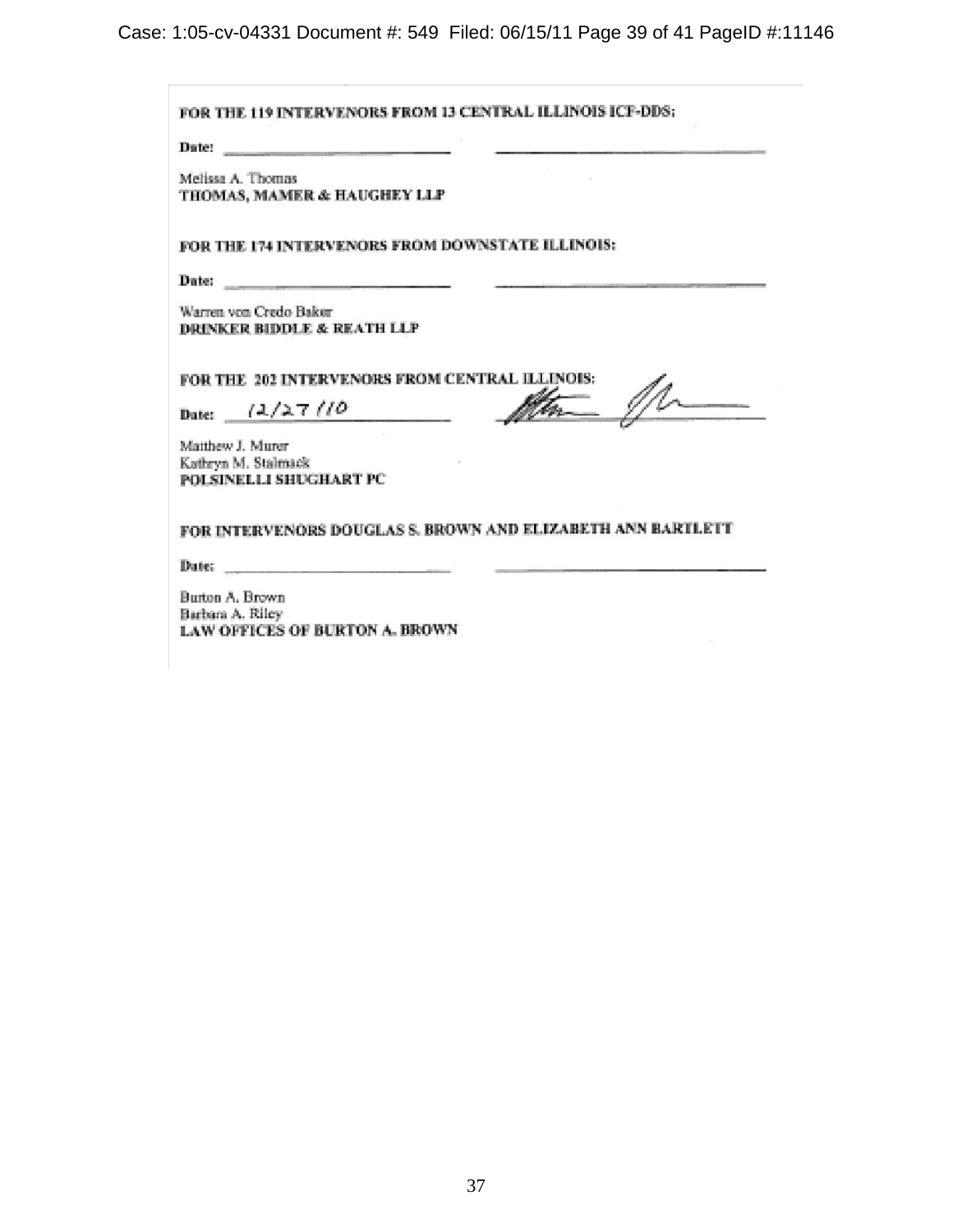**FOR THE 119 INTERVENORS FROM 13 CENTRAL ILLINOIS ICF-DDS:**

Date: ______________________ ______________________

Melissa A. Thomas
**THOMAS, MAMER & HAUGHEY LLP**

**FOR THE 174 INTERVENORS FROM DOWNSTATE ILLINOIS:**

Date: ______________________ ______________________

Warren von Credo Baker
**DRINKER BIDDLE & REATH LLP**

**FOR THE 202 INTERVENORS FROM CENTRAL ILLINOIS:**

Date: 12/27/10 ______________________

Matthew J. Murer
Kathryn M. Stalmack
**POLSINELLI SHUGHART PC**

**FOR INTERVENORS DOUGLAS S. BROWN AND ELIZABETH ANN BARTLETT**

Date: ______________________ ______________________

Burton A. Brown
Barbara A. Riley
**LAW OFFICES OF BURTON A. BROWN**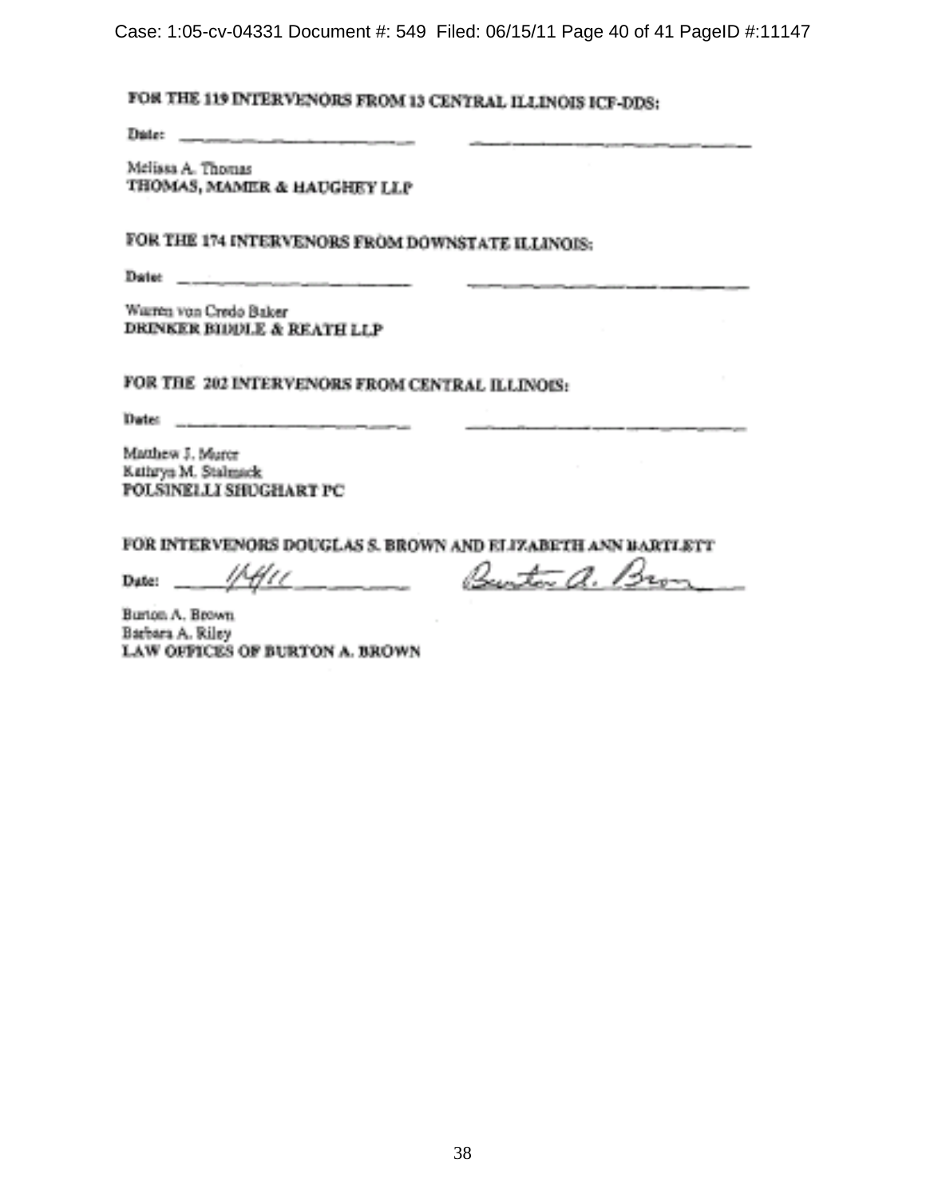**FOR THE 119 INTERVENORS FROM 13 CENTRAL ILLINOIS ICF-DDS:**

Date: ______________________ ______________________

Melissa A. Thomas
**THOMAS, MAMER & HAUGHEY LLP**

**FOR THE 174 INTERVENORS FROM DOWNSTATE ILLINOIS:**

Date: ______________________ ______________________

Warren von Credo Baker
**DRINKER BIDDLE & REATH LLP**

**FOR THE 202 INTERVENORS FROM CENTRAL ILLINOIS:**

Date: ______________________ ______________________

Matthew J. Murer
Kathryn M. Stalmack
**POLSINELLI SHUGHART PC**

**FOR INTERVENORS DOUGLAS S. BROWN AND ELIZABETH ANN BARTLETT**

Date: 1/14/11 Burton A. Brown

Burton A. Brown
Barbara A. Riley
**LAW OFFICES OF BURTON A. BROWN**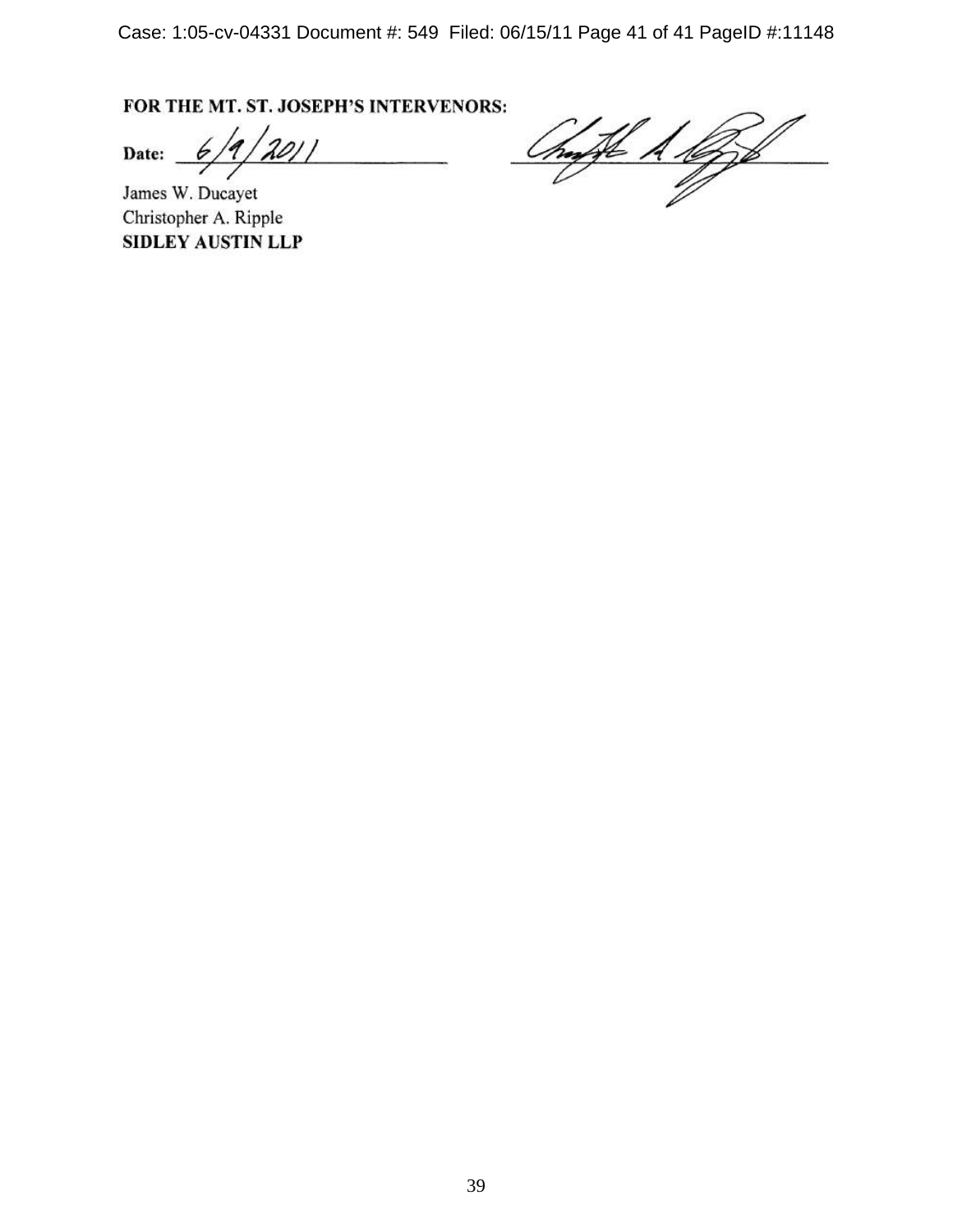**FOR THE MT. ST. JOSEPH'S INTERVENORS:**

**Date:** 6/9/2011

James W. Ducayet
Christopher A. Ripple
**SIDLEY AUSTIN LLP**